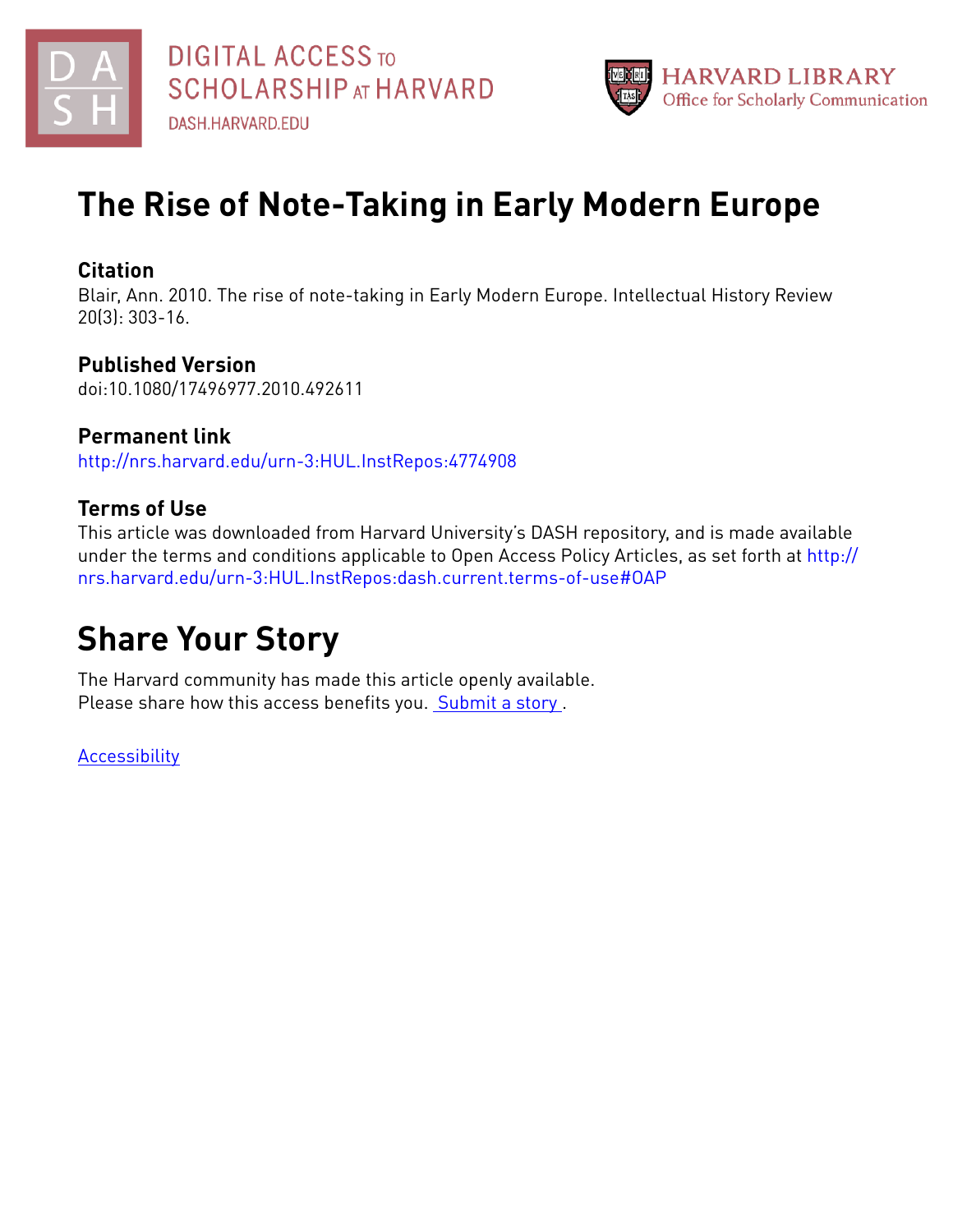DIGITAL ACCESS TO SCHOLARSHIP AT HARVARD
DASH.HARVARD.EDU

HARVARD LIBRARY
Office for Scholarly Communication

# The Rise of Note-Taking in Early Modern Europe

## Citation

Blair, Ann. 2010. The rise of note-taking in Early Modern Europe. Intellectual History Review 20(3): 303-16.

## Published Version

doi:10.1080/17496977.2010.492611

## Permanent link

http://nrs.harvard.edu/urn-3:HUL.InstRepos:4774908

## Terms of Use

This article was downloaded from Harvard University's DASH repository, and is made available under the terms and conditions applicable to Open Access Policy Articles, as set forth at http://nrs.harvard.edu/urn-3:HUL.InstRepos:dash.current.terms-of-use#OAP

# Share Your Story

The Harvard community has made this article openly available.
Please share how this access benefits you. Submit a story .

Accessibility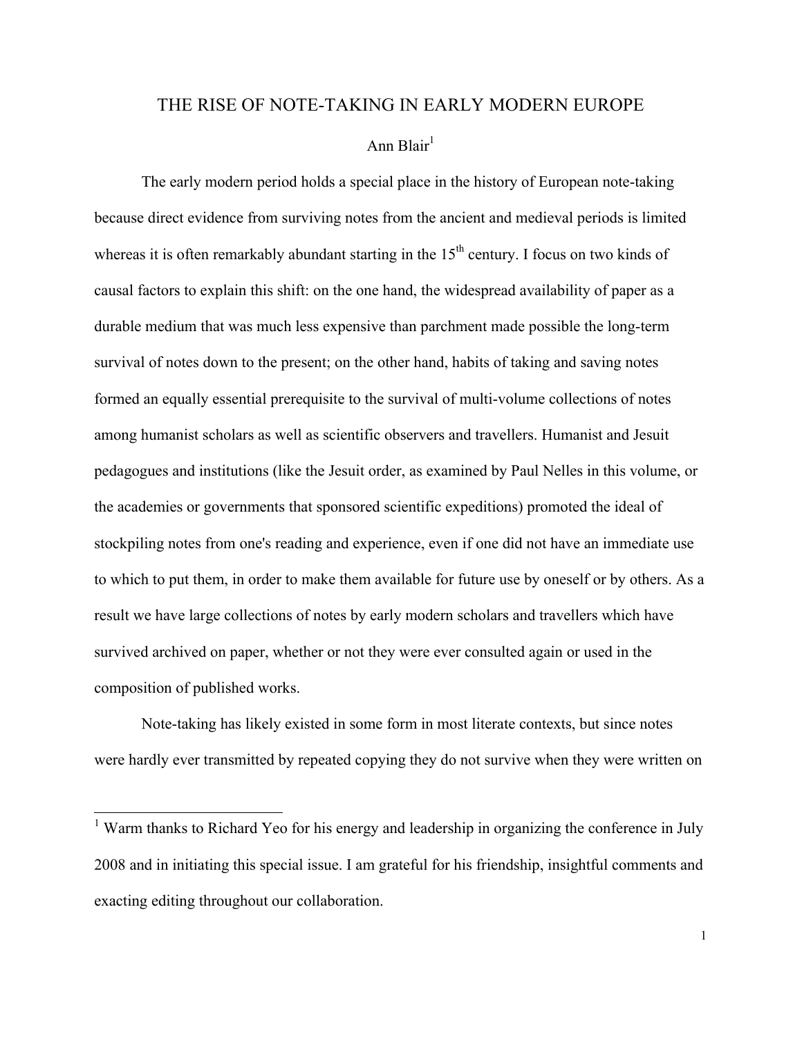# THE RISE OF NOTE-TAKING IN EARLY MODERN EUROPE

Ann Blair[1]

The early modern period holds a special place in the history of European note-taking because direct evidence from surviving notes from the ancient and medieval periods is limited whereas it is often remarkably abundant starting in the 15th century. I focus on two kinds of causal factors to explain this shift: on the one hand, the widespread availability of paper as a durable medium that was much less expensive than parchment made possible the long-term survival of notes down to the present; on the other hand, habits of taking and saving notes formed an equally essential prerequisite to the survival of multi-volume collections of notes among humanist scholars as well as scientific observers and travellers. Humanist and Jesuit pedagogues and institutions (like the Jesuit order, as examined by Paul Nelles in this volume, or the academies or governments that sponsored scientific expeditions) promoted the ideal of stockpiling notes from one's reading and experience, even if one did not have an immediate use to which to put them, in order to make them available for future use by oneself or by others. As a result we have large collections of notes by early modern scholars and travellers which have survived archived on paper, whether or not they were ever consulted again or used in the composition of published works.

Note-taking has likely existed in some form in most literate contexts, but since notes were hardly ever transmitted by repeated copying they do not survive when they were written on

[1] Warm thanks to Richard Yeo for his energy and leadership in organizing the conference in July 2008 and in initiating this special issue. I am grateful for his friendship, insightful comments and exacting editing throughout our collaboration.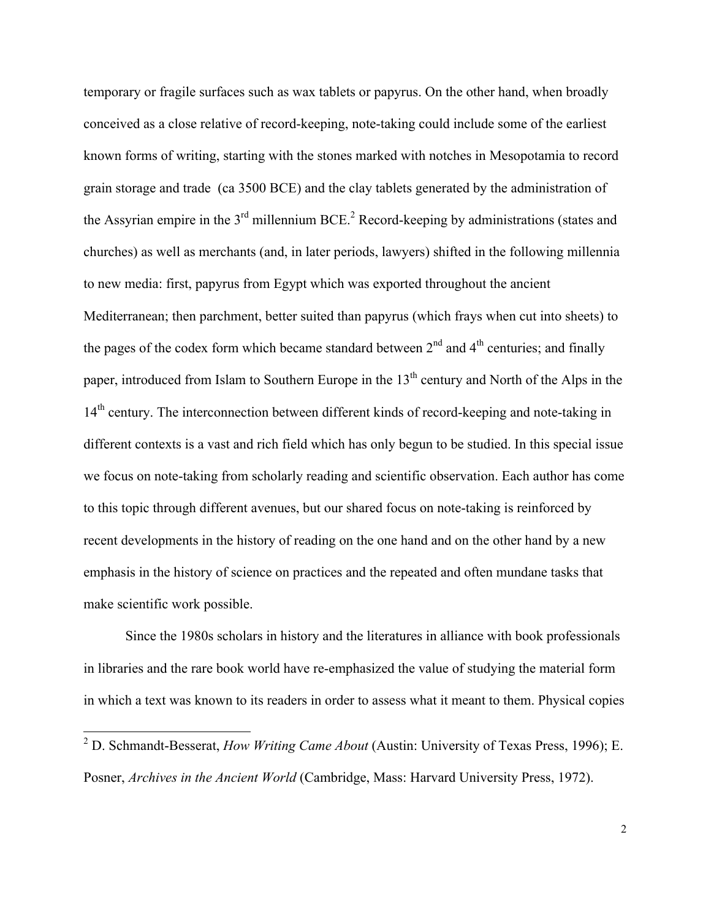temporary or fragile surfaces such as wax tablets or papyrus. On the other hand, when broadly conceived as a close relative of record-keeping, note-taking could include some of the earliest known forms of writing, starting with the stones marked with notches in Mesopotamia to record grain storage and trade (ca 3500 BCE) and the clay tablets generated by the administration of the Assyrian empire in the 3rd millennium BCE.[2] Record-keeping by administrations (states and churches) as well as merchants (and, in later periods, lawyers) shifted in the following millennia to new media: first, papyrus from Egypt which was exported throughout the ancient Mediterranean; then parchment, better suited than papyrus (which frays when cut into sheets) to the pages of the codex form which became standard between 2nd and 4th centuries; and finally paper, introduced from Islam to Southern Europe in the 13th century and North of the Alps in the 14th century. The interconnection between different kinds of record-keeping and note-taking in different contexts is a vast and rich field which has only begun to be studied. In this special issue we focus on note-taking from scholarly reading and scientific observation. Each author has come to this topic through different avenues, but our shared focus on note-taking is reinforced by recent developments in the history of reading on the one hand and on the other hand by a new emphasis in the history of science on practices and the repeated and often mundane tasks that make scientific work possible.

Since the 1980s scholars in history and the literatures in alliance with book professionals in libraries and the rare book world have re-emphasized the value of studying the material form in which a text was known to its readers in order to assess what it meant to them. Physical copies

[2] D. Schmandt-Besserat, *How Writing Came About* (Austin: University of Texas Press, 1996); E. Posner, *Archives in the Ancient World* (Cambridge, Mass: Harvard University Press, 1972).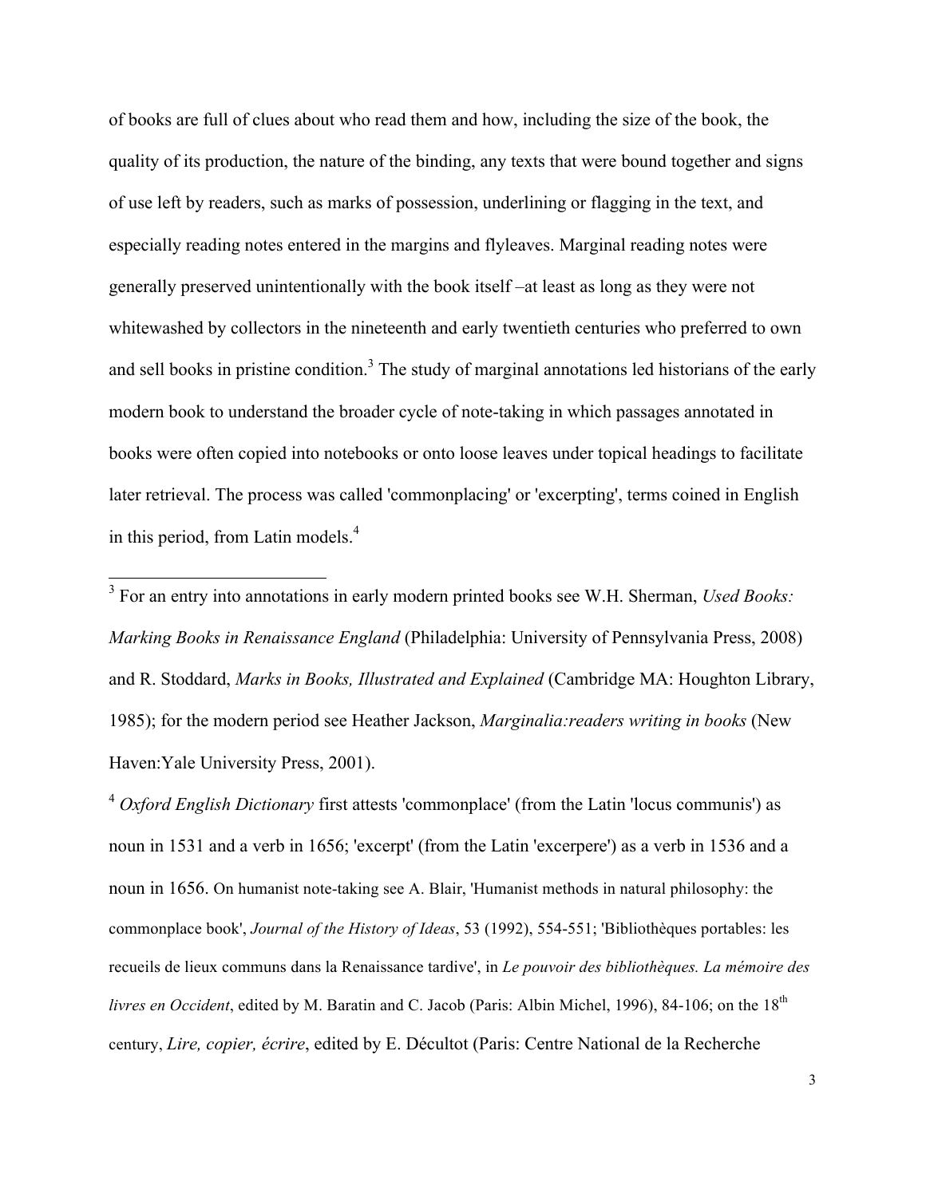of books are full of clues about who read them and how, including the size of the book, the quality of its production, the nature of the binding, any texts that were bound together and signs of use left by readers, such as marks of possession, underlining or flagging in the text, and especially reading notes entered in the margins and flyleaves. Marginal reading notes were generally preserved unintentionally with the book itself –at least as long as they were not whitewashed by collectors in the nineteenth and early twentieth centuries who preferred to own and sell books in pristine condition.[3] The study of marginal annotations led historians of the early modern book to understand the broader cycle of note-taking in which passages annotated in books were often copied into notebooks or onto loose leaves under topical headings to facilitate later retrieval. The process was called 'commonplacing' or 'excerpting', terms coined in English in this period, from Latin models.[4]

---

[3] For an entry into annotations in early modern printed books see W.H. Sherman, *Used Books: Marking Books in Renaissance England* (Philadelphia: University of Pennsylvania Press, 2008) and R. Stoddard, *Marks in Books, Illustrated and Explained* (Cambridge MA: Houghton Library, 1985); for the modern period see Heather Jackson, *Marginalia:readers writing in books* (New Haven:Yale University Press, 2001).

[4] *Oxford English Dictionary* first attests 'commonplace' (from the Latin 'locus communis') as noun in 1531 and a verb in 1656; 'excerpt' (from the Latin 'excerpere') as a verb in 1536 and a noun in 1656. On humanist note-taking see A. Blair, 'Humanist methods in natural philosophy: the commonplace book', *Journal of the History of Ideas*, 53 (1992), 554-551; 'Bibliothèques portables: les recueils de lieux communs dans la Renaissance tardive', in *Le pouvoir des bibliothèques. La mémoire des livres en Occident*, edited by M. Baratin and C. Jacob (Paris: Albin Michel, 1996), 84-106; on the 18th century, *Lire, copier, écrire*, edited by E. Décultot (Paris: Centre National de la Recherche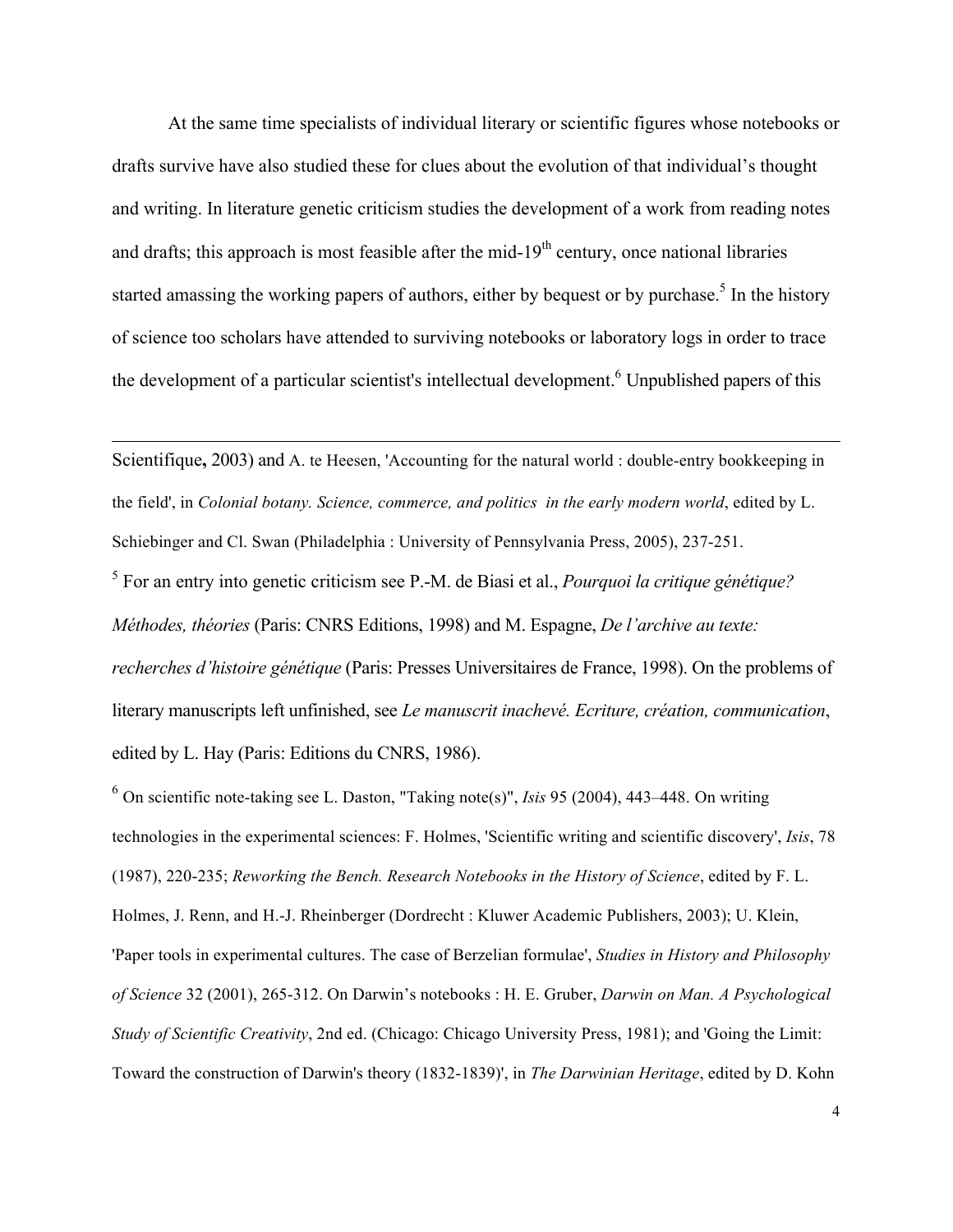At the same time specialists of individual literary or scientific figures whose notebooks or drafts survive have also studied these for clues about the evolution of that individual's thought and writing. In literature genetic criticism studies the development of a work from reading notes and drafts; this approach is most feasible after the mid-19th century, once national libraries started amassing the working papers of authors, either by bequest or by purchase.[5] In the history of science too scholars have attended to surviving notebooks or laboratory logs in order to trace the development of a particular scientist's intellectual development.[6] Unpublished papers of this

---

Scientifique, 2003) and A. te Heesen, 'Accounting for the natural world : double-entry bookkeeping in the field', in *Colonial botany. Science, commerce, and politics in the early modern world*, edited by L. Schiebinger and Cl. Swan (Philadelphia : University of Pennsylvania Press, 2005), 237-251.

[5] For an entry into genetic criticism see P.-M. de Biasi et al., *Pourquoi la critique génétique? Méthodes, théories* (Paris: CNRS Editions, 1998) and M. Espagne, *De l'archive au texte: recherches d'histoire génétique* (Paris: Presses Universitaires de France, 1998). On the problems of literary manuscripts left unfinished, see *Le manuscrit inachevé. Ecriture, création, communication*, edited by L. Hay (Paris: Editions du CNRS, 1986).

[6] On scientific note-taking see L. Daston, "Taking note(s)", *Isis* 95 (2004), 443–448. On writing technologies in the experimental sciences: F. Holmes, 'Scientific writing and scientific discovery', *Isis*, 78 (1987), 220-235; *Reworking the Bench. Research Notebooks in the History of Science*, edited by F. L. Holmes, J. Renn, and H.-J. Rheinberger (Dordrecht : Kluwer Academic Publishers, 2003); U. Klein, 'Paper tools in experimental cultures. The case of Berzelian formulae', *Studies in History and Philosophy of Science* 32 (2001), 265-312. On Darwin's notebooks : H. E. Gruber, *Darwin on Man. A Psychological Study of Scientific Creativity*, 2nd ed. (Chicago: Chicago University Press, 1981); and 'Going the Limit: Toward the construction of Darwin's theory (1832-1839)', in *The Darwinian Heritage*, edited by D. Kohn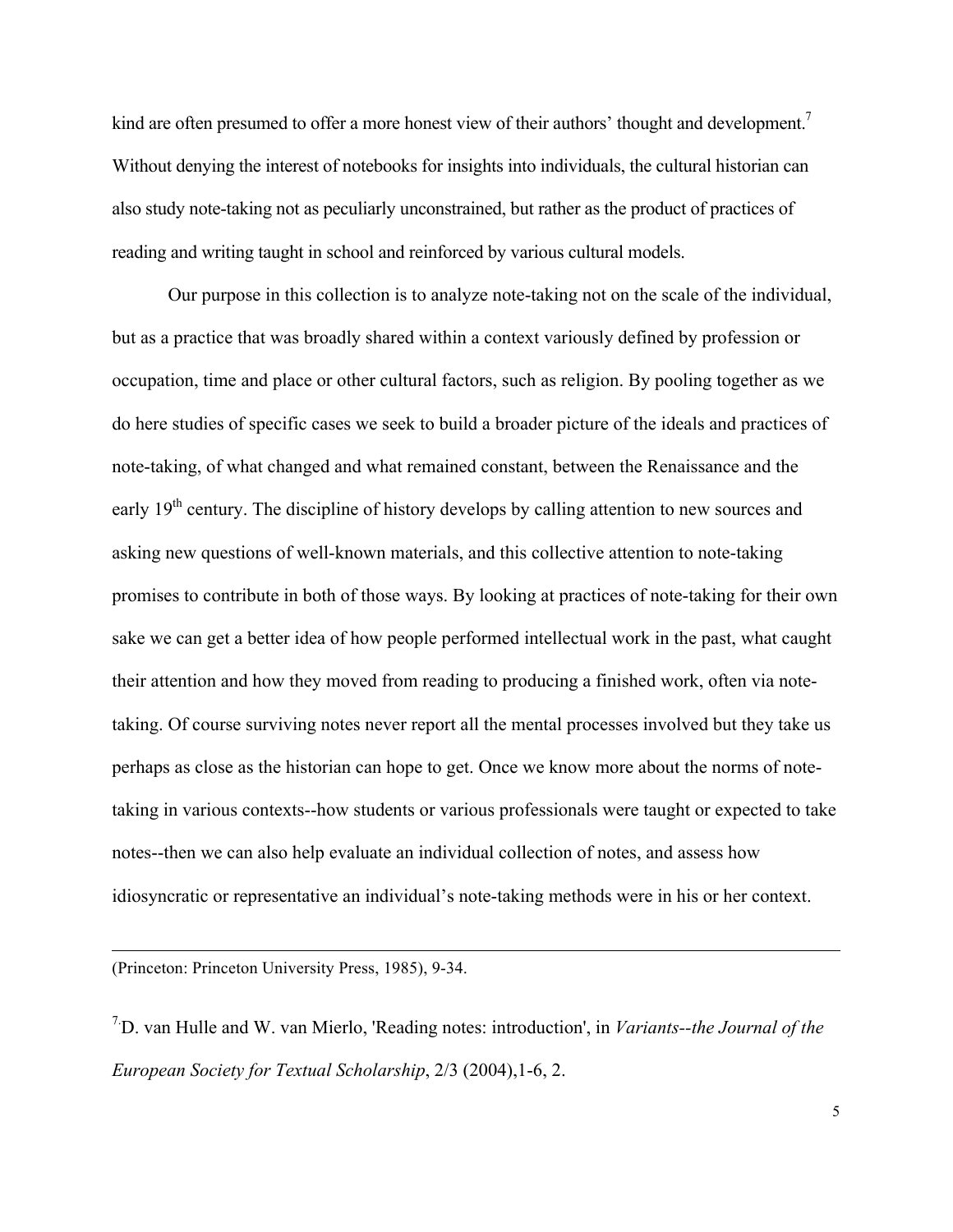kind are often presumed to offer a more honest view of their authors' thought and development.[7] Without denying the interest of notebooks for insights into individuals, the cultural historian can also study note-taking not as peculiarly unconstrained, but rather as the product of practices of reading and writing taught in school and reinforced by various cultural models.

Our purpose in this collection is to analyze note-taking not on the scale of the individual, but as a practice that was broadly shared within a context variously defined by profession or occupation, time and place or other cultural factors, such as religion. By pooling together as we do here studies of specific cases we seek to build a broader picture of the ideals and practices of note-taking, of what changed and what remained constant, between the Renaissance and the early 19th century. The discipline of history develops by calling attention to new sources and asking new questions of well-known materials, and this collective attention to note-taking promises to contribute in both of those ways. By looking at practices of note-taking for their own sake we can get a better idea of how people performed intellectual work in the past, what caught their attention and how they moved from reading to producing a finished work, often via note-taking. Of course surviving notes never report all the mental processes involved but they take us perhaps as close as the historian can hope to get. Once we know more about the norms of note-taking in various contexts--how students or various professionals were taught or expected to take notes--then we can also help evaluate an individual collection of notes, and assess how idiosyncratic or representative an individual's note-taking methods were in his or her context.

---

(Princeton: Princeton University Press, 1985), 9-34.

[7] D. van Hulle and W. van Mierlo, 'Reading notes: introduction', in *Variants--the Journal of the European Society for Textual Scholarship*, 2/3 (2004),1-6, 2.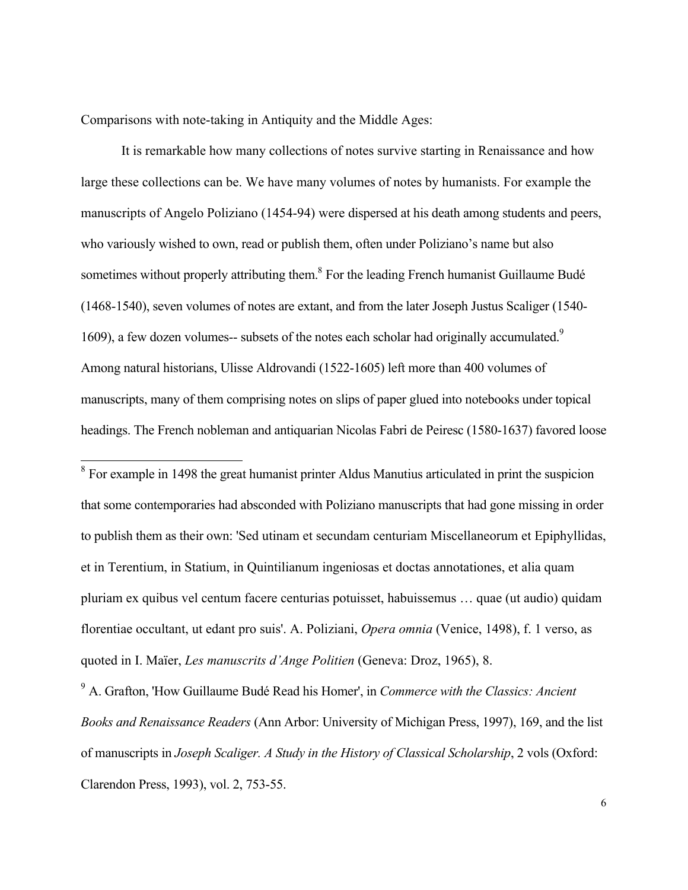Comparisons with note-taking in Antiquity and the Middle Ages:

It is remarkable how many collections of notes survive starting in Renaissance and how large these collections can be. We have many volumes of notes by humanists. For example the manuscripts of Angelo Poliziano (1454-94) were dispersed at his death among students and peers, who variously wished to own, read or publish them, often under Poliziano's name but also sometimes without properly attributing them.[8] For the leading French humanist Guillaume Budé (1468-1540), seven volumes of notes are extant, and from the later Joseph Justus Scaliger (1540-1609), a few dozen volumes-- subsets of the notes each scholar had originally accumulated.[9] Among natural historians, Ulisse Aldrovandi (1522-1605) left more than 400 volumes of manuscripts, many of them comprising notes on slips of paper glued into notebooks under topical headings. The French nobleman and antiquarian Nicolas Fabri de Peiresc (1580-1637) favored loose

---

[8] For example in 1498 the great humanist printer Aldus Manutius articulated in print the suspicion that some contemporaries had absconded with Poliziano manuscripts that had gone missing in order to publish them as their own: 'Sed utinam et secundam centuriam Miscellaneorum et Epiphyllidas, et in Terentium, in Statium, in Quintilianum ingeniosas et doctas annotationes, et alia quam pluriam ex quibus vel centum facere centurias potuisset, habuissemus … quae (ut audio) quidam florentiae occultant, ut edant pro suis'. A. Poliziani, *Opera omnia* (Venice, 1498), f. 1 verso, as quoted in I. Maïer, *Les manuscrits d'Ange Politien* (Geneva: Droz, 1965), 8.

[9] A. Grafton, 'How Guillaume Budé Read his Homer', in *Commerce with the Classics: Ancient Books and Renaissance Readers* (Ann Arbor: University of Michigan Press, 1997), 169, and the list of manuscripts in *Joseph Scaliger. A Study in the History of Classical Scholarship*, 2 vols (Oxford: Clarendon Press, 1993), vol. 2, 753-55.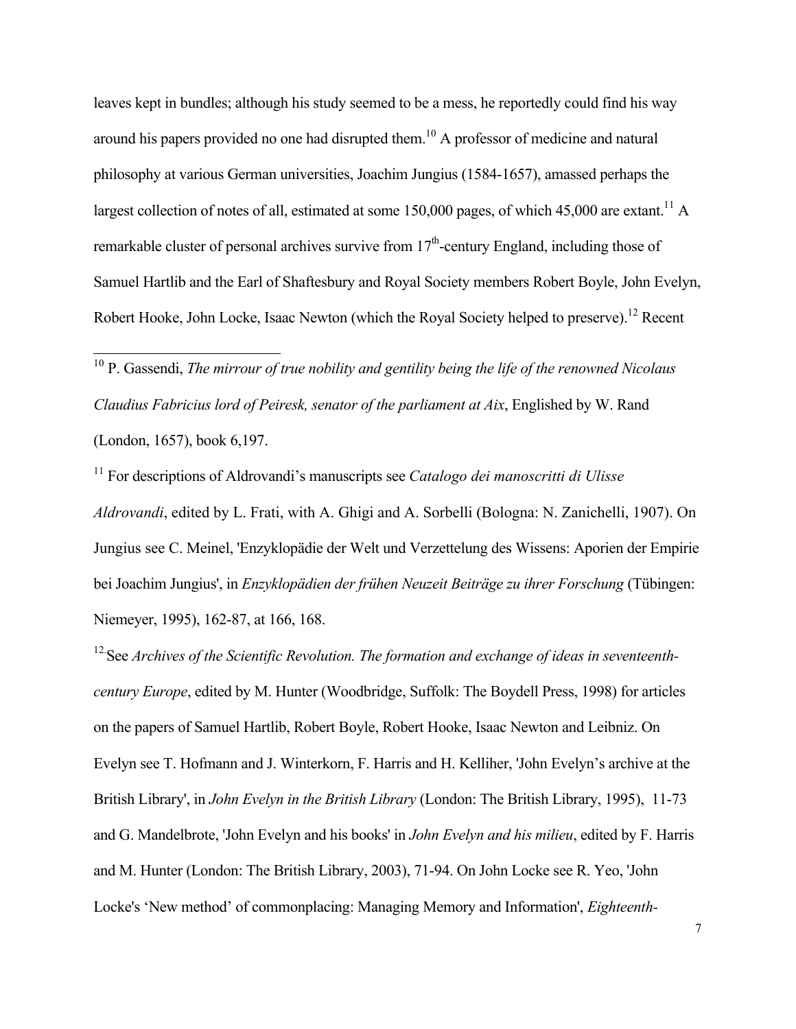leaves kept in bundles; although his study seemed to be a mess, he reportedly could find his way around his papers provided no one had disrupted them.[10] A professor of medicine and natural philosophy at various German universities, Joachim Jungius (1584-1657), amassed perhaps the largest collection of notes of all, estimated at some 150,000 pages, of which 45,000 are extant.[11] A remarkable cluster of personal archives survive from 17th-century England, including those of Samuel Hartlib and the Earl of Shaftesbury and Royal Society members Robert Boyle, John Evelyn, Robert Hooke, John Locke, Isaac Newton (which the Royal Society helped to preserve).[12] Recent

---

[10] P. Gassendi, *The mirrour of true nobility and gentility being the life of the renowned Nicolaus Claudius Fabricius lord of Peiresk, senator of the parliament at Aix*, Englished by W. Rand (London, 1657), book 6,197.

[11] For descriptions of Aldrovandi's manuscripts see *Catalogo dei manoscritti di Ulisse Aldrovandi*, edited by L. Frati, with A. Ghigi and A. Sorbelli (Bologna: N. Zanichelli, 1907). On Jungius see C. Meinel, 'Enzyklopädie der Welt und Verzettelung des Wissens: Aporien der Empirie bei Joachim Jungius', in *Enzyklopädien der frühen Neuzeit Beiträge zu ihrer Forschung* (Tübingen: Niemeyer, 1995), 162-87, at 166, 168.

[12] See *Archives of the Scientific Revolution. The formation and exchange of ideas in seventeenth-century Europe*, edited by M. Hunter (Woodbridge, Suffolk: The Boydell Press, 1998) for articles on the papers of Samuel Hartlib, Robert Boyle, Robert Hooke, Isaac Newton and Leibniz. On Evelyn see T. Hofmann and J. Winterkorn, F. Harris and H. Kelliher, 'John Evelyn's archive at the British Library', in *John Evelyn in the British Library* (London: The British Library, 1995), 11-73 and G. Mandelbrote, 'John Evelyn and his books' in *John Evelyn and his milieu*, edited by F. Harris and M. Hunter (London: The British Library, 2003), 71-94. On John Locke see R. Yeo, 'John Locke's 'New method' of commonplacing: Managing Memory and Information', *Eighteenth-*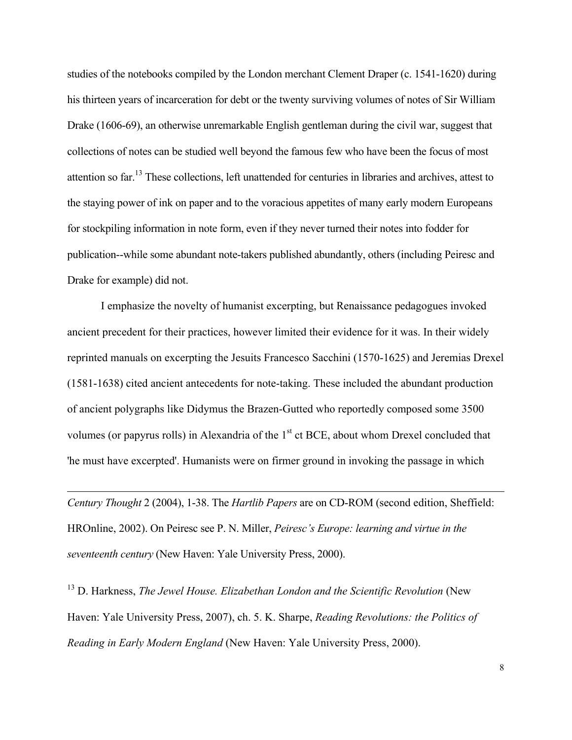studies of the notebooks compiled by the London merchant Clement Draper (c. 1541-1620) during his thirteen years of incarceration for debt or the twenty surviving volumes of notes of Sir William Drake (1606-69), an otherwise unremarkable English gentleman during the civil war, suggest that collections of notes can be studied well beyond the famous few who have been the focus of most attention so far.[13] These collections, left unattended for centuries in libraries and archives, attest to the staying power of ink on paper and to the voracious appetites of many early modern Europeans for stockpiling information in note form, even if they never turned their notes into fodder for publication--while some abundant note-takers published abundantly, others (including Peiresc and Drake for example) did not.

I emphasize the novelty of humanist excerpting, but Renaissance pedagogues invoked ancient precedent for their practices, however limited their evidence for it was. In their widely reprinted manuals on excerpting the Jesuits Francesco Sacchini (1570-1625) and Jeremias Drexel (1581-1638) cited ancient antecedents for note-taking. These included the abundant production of ancient polygraphs like Didymus the Brazen-Gutted who reportedly composed some 3500 volumes (or papyrus rolls) in Alexandria of the 1st ct BCE, about whom Drexel concluded that 'he must have excerpted'. Humanists were on firmer ground in invoking the passage in which

---

*Century Thought* 2 (2004), 1-38. The *Hartlib Papers* are on CD-ROM (second edition, Sheffield: HROnline, 2002). On Peiresc see P. N. Miller, *Peiresc's Europe: learning and virtue in the seventeenth century* (New Haven: Yale University Press, 2000).

[13] D. Harkness, *The Jewel House. Elizabethan London and the Scientific Revolution* (New Haven: Yale University Press, 2007), ch. 5. K. Sharpe, *Reading Revolutions: the Politics of Reading in Early Modern England* (New Haven: Yale University Press, 2000).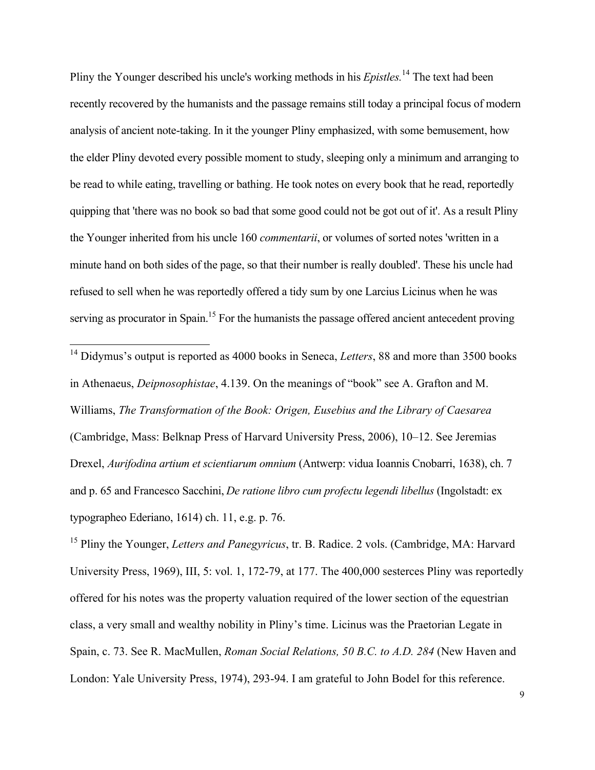Pliny the Younger described his uncle's working methods in his *Epistles.*[14] The text had been recently recovered by the humanists and the passage remains still today a principal focus of modern analysis of ancient note-taking. In it the younger Pliny emphasized, with some bemusement, how the elder Pliny devoted every possible moment to study, sleeping only a minimum and arranging to be read to while eating, travelling or bathing. He took notes on every book that he read, reportedly quipping that 'there was no book so bad that some good could not be got out of it'. As a result Pliny the Younger inherited from his uncle 160 *commentarii*, or volumes of sorted notes 'written in a minute hand on both sides of the page, so that their number is really doubled'. These his uncle had refused to sell when he was reportedly offered a tidy sum by one Larcius Licinus when he was serving as procurator in Spain.[15] For the humanists the passage offered ancient antecedent proving

---

[14] Didymus's output is reported as 4000 books in Seneca, *Letters*, 88 and more than 3500 books in Athenaeus, *Deipnosophistae*, 4.139. On the meanings of "book" see A. Grafton and M. Williams, *The Transformation of the Book: Origen, Eusebius and the Library of Caesarea* (Cambridge, Mass: Belknap Press of Harvard University Press, 2006), 10–12. See Jeremias Drexel, *Aurifodina artium et scientiarum omnium* (Antwerp: vidua Ioannis Cnobarri, 1638), ch. 7 and p. 65 and Francesco Sacchini, *De ratione libro cum profectu legendi libellus* (Ingolstadt: ex typographeo Ederiano, 1614) ch. 11, e.g. p. 76.

[15] Pliny the Younger, *Letters and Panegyricus*, tr. B. Radice. 2 vols. (Cambridge, MA: Harvard University Press, 1969), III, 5: vol. 1, 172-79, at 177. The 400,000 sesterces Pliny was reportedly offered for his notes was the property valuation required of the lower section of the equestrian class, a very small and wealthy nobility in Pliny's time. Licinus was the Praetorian Legate in Spain, c. 73. See R. MacMullen, *Roman Social Relations, 50 B.C. to A.D. 284* (New Haven and London: Yale University Press, 1974), 293-94. I am grateful to John Bodel for this reference.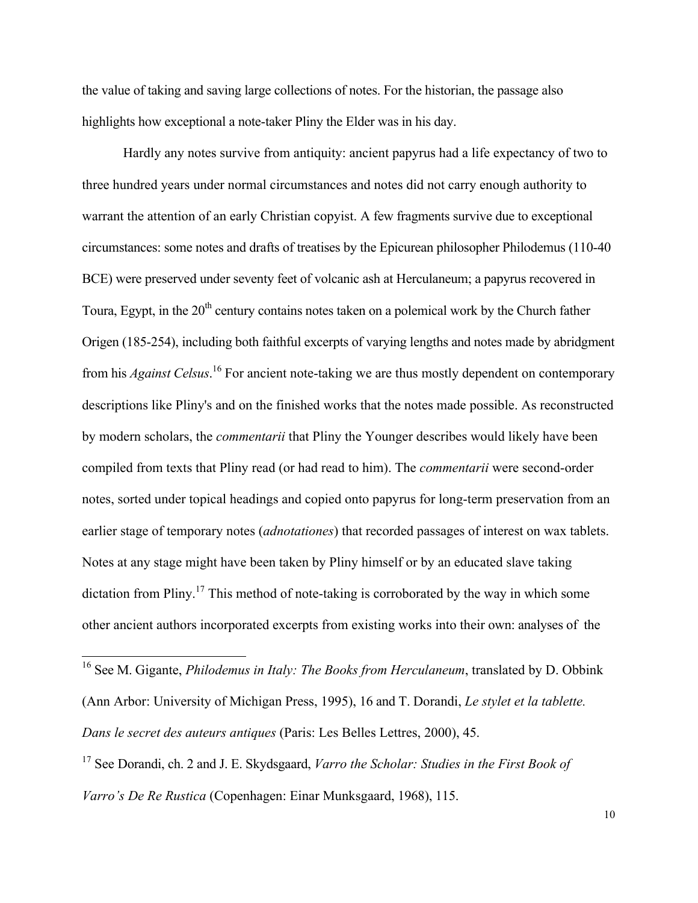the value of taking and saving large collections of notes. For the historian, the passage also highlights how exceptional a note-taker Pliny the Elder was in his day.

Hardly any notes survive from antiquity: ancient papyrus had a life expectancy of two to three hundred years under normal circumstances and notes did not carry enough authority to warrant the attention of an early Christian copyist. A few fragments survive due to exceptional circumstances: some notes and drafts of treatises by the Epicurean philosopher Philodemus (110-40 BCE) were preserved under seventy feet of volcanic ash at Herculaneum; a papyrus recovered in Toura, Egypt, in the 20th century contains notes taken on a polemical work by the Church father Origen (185-254), including both faithful excerpts of varying lengths and notes made by abridgment from his *Against Celsus*.[16] For ancient note-taking we are thus mostly dependent on contemporary descriptions like Pliny's and on the finished works that the notes made possible. As reconstructed by modern scholars, the *commentarii* that Pliny the Younger describes would likely have been compiled from texts that Pliny read (or had read to him). The *commentarii* were second-order notes, sorted under topical headings and copied onto papyrus for long-term preservation from an earlier stage of temporary notes (*adnotationes*) that recorded passages of interest on wax tablets. Notes at any stage might have been taken by Pliny himself or by an educated slave taking dictation from Pliny.[17] This method of note-taking is corroborated by the way in which some other ancient authors incorporated excerpts from existing works into their own: analyses of the

---

[16] See M. Gigante, *Philodemus in Italy: The Books from Herculaneum*, translated by D. Obbink (Ann Arbor: University of Michigan Press, 1995), 16 and T. Dorandi, *Le stylet et la tablette. Dans le secret des auteurs antiques* (Paris: Les Belles Lettres, 2000), 45.

[17] See Dorandi, ch. 2 and J. E. Skydsgaard, *Varro the Scholar: Studies in the First Book of Varro's De Re Rustica* (Copenhagen: Einar Munksgaard, 1968), 115.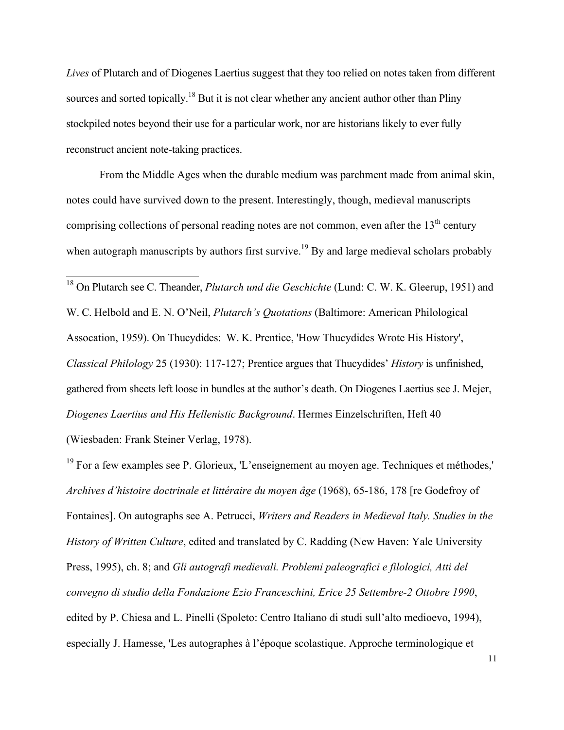*Lives* of Plutarch and of Diogenes Laertius suggest that they too relied on notes taken from different sources and sorted topically.[18] But it is not clear whether any ancient author other than Pliny stockpiled notes beyond their use for a particular work, nor are historians likely to ever fully reconstruct ancient note-taking practices.

From the Middle Ages when the durable medium was parchment made from animal skin, notes could have survived down to the present. Interestingly, though, medieval manuscripts comprising collections of personal reading notes are not common, even after the 13th century when autograph manuscripts by authors first survive.[19] By and large medieval scholars probably

---

[18] On Plutarch see C. Theander, *Plutarch und die Geschichte* (Lund: C. W. K. Gleerup, 1951) and W. C. Helbold and E. N. O'Neil, *Plutarch's Quotations* (Baltimore: American Philological Assocation, 1959). On Thucydides: W. K. Prentice, 'How Thucydides Wrote His History', *Classical Philology* 25 (1930): 117-127; Prentice argues that Thucydides' *History* is unfinished, gathered from sheets left loose in bundles at the author's death. On Diogenes Laertius see J. Mejer, *Diogenes Laertius and His Hellenistic Background*. Hermes Einzelschriften, Heft 40 (Wiesbaden: Frank Steiner Verlag, 1978).

[19] For a few examples see P. Glorieux, 'L'enseignement au moyen age. Techniques et méthodes,' *Archives d'histoire doctrinale et littéraire du moyen âge* (1968), 65-186, 178 [re Godefroy of Fontaines]. On autographs see A. Petrucci, *Writers and Readers in Medieval Italy. Studies in the History of Written Culture*, edited and translated by C. Radding (New Haven: Yale University Press, 1995), ch. 8; and *Gli autografi medievali. Problemi paleografici e filologici, Atti del convegno di studio della Fondazione Ezio Franceschini, Erice 25 Settembre-2 Ottobre 1990*, edited by P. Chiesa and L. Pinelli (Spoleto: Centro Italiano di studi sull'alto medioevo, 1994), especially J. Hamesse, 'Les autographes à l'époque scolastique. Approche terminologique et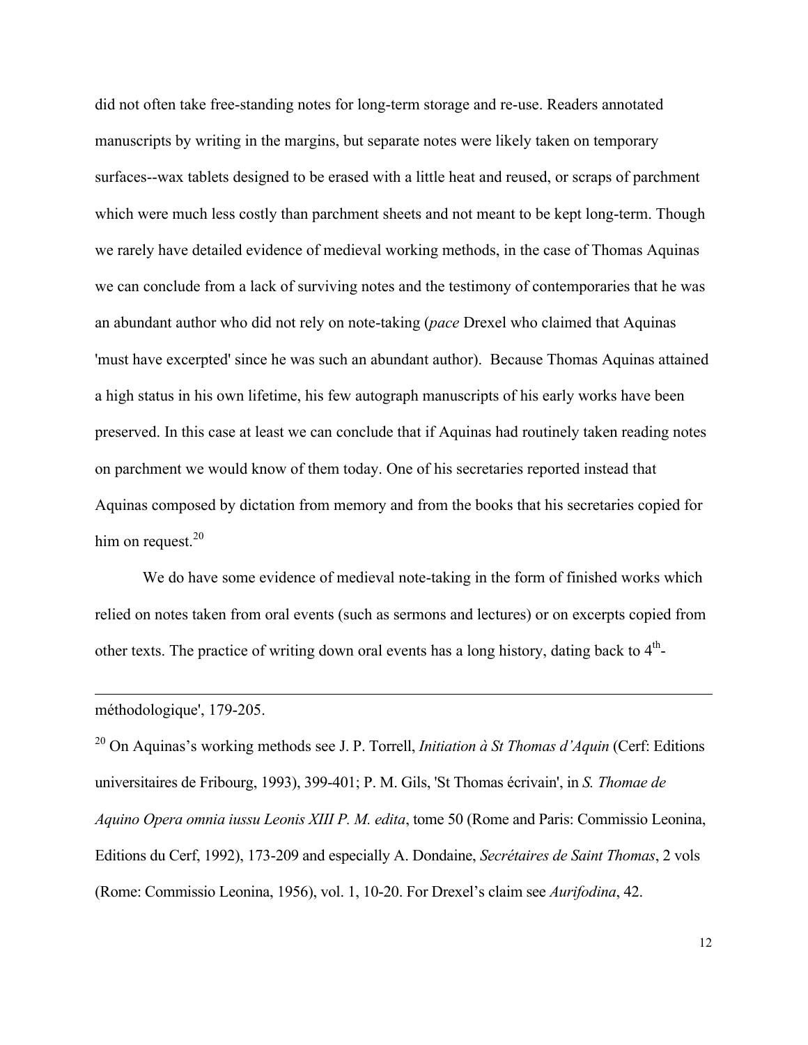did not often take free-standing notes for long-term storage and re-use. Readers annotated manuscripts by writing in the margins, but separate notes were likely taken on temporary surfaces--wax tablets designed to be erased with a little heat and reused, or scraps of parchment which were much less costly than parchment sheets and not meant to be kept long-term. Though we rarely have detailed evidence of medieval working methods, in the case of Thomas Aquinas we can conclude from a lack of surviving notes and the testimony of contemporaries that he was an abundant author who did not rely on note-taking (*pace* Drexel who claimed that Aquinas 'must have excerpted' since he was such an abundant author). Because Thomas Aquinas attained a high status in his own lifetime, his few autograph manuscripts of his early works have been preserved. In this case at least we can conclude that if Aquinas had routinely taken reading notes on parchment we would know of them today. One of his secretaries reported instead that Aquinas composed by dictation from memory and from the books that his secretaries copied for him on request.[20]

We do have some evidence of medieval note-taking in the form of finished works which relied on notes taken from oral events (such as sermons and lectures) or on excerpts copied from other texts. The practice of writing down oral events has a long history, dating back to 4th-

---

méthodologique', 179-205.

[20] On Aquinas's working methods see J. P. Torrell, *Initiation à St Thomas d'Aquin* (Cerf: Editions universitaires de Fribourg, 1993), 399-401; P. M. Gils, 'St Thomas écrivain', in *S. Thomae de Aquino Opera omnia iussu Leonis XIII P. M. edita*, tome 50 (Rome and Paris: Commissio Leonina, Editions du Cerf, 1992), 173-209 and especially A. Dondaine, *Secrétaires de Saint Thomas*, 2 vols (Rome: Commissio Leonina, 1956), vol. 1, 10-20. For Drexel's claim see *Aurifodina*, 42.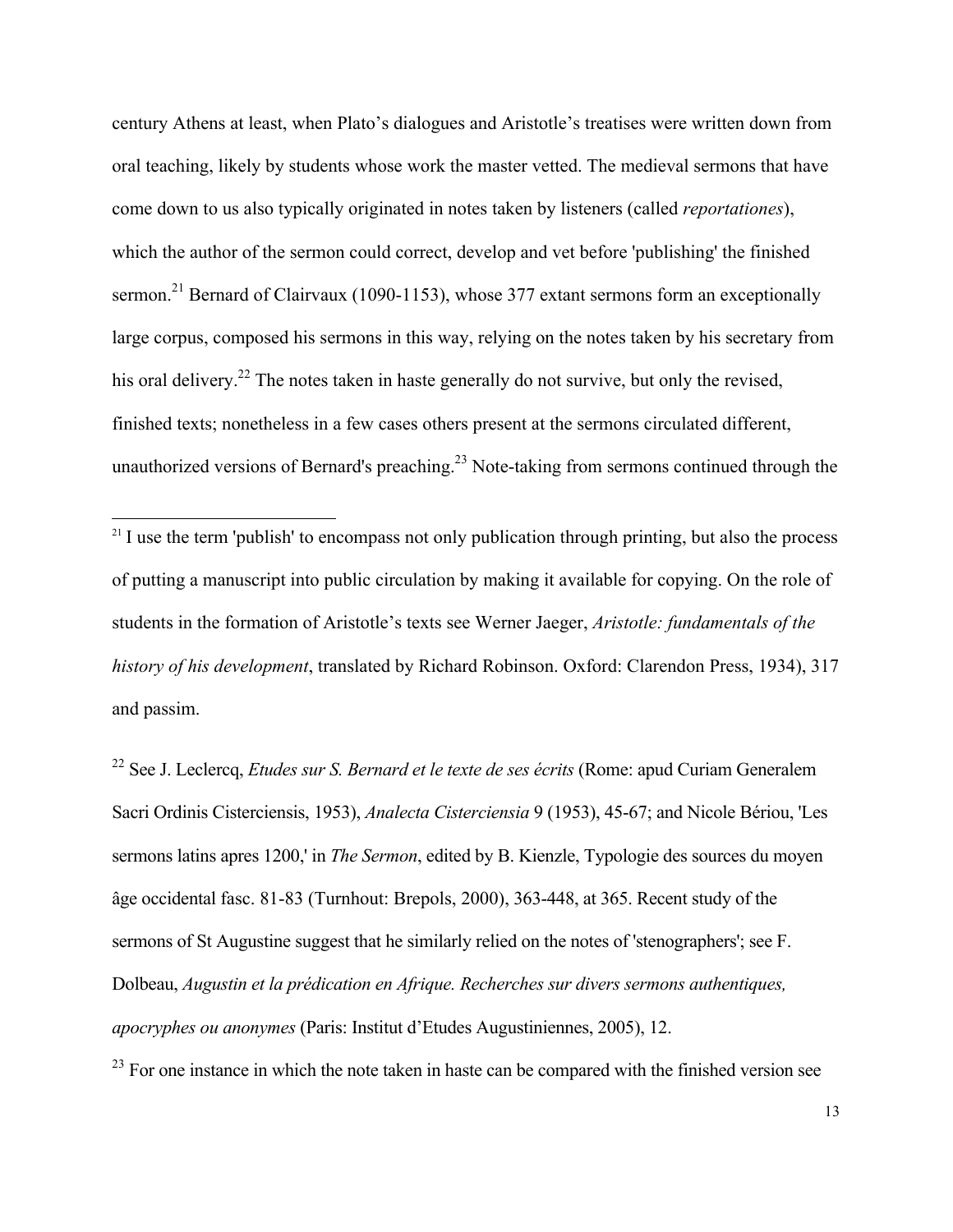century Athens at least, when Plato's dialogues and Aristotle's treatises were written down from oral teaching, likely by students whose work the master vetted. The medieval sermons that have come down to us also typically originated in notes taken by listeners (called *reportationes*), which the author of the sermon could correct, develop and vet before 'publishing' the finished sermon.[21] Bernard of Clairvaux (1090-1153), whose 377 extant sermons form an exceptionally large corpus, composed his sermons in this way, relying on the notes taken by his secretary from his oral delivery.[22] The notes taken in haste generally do not survive, but only the revised, finished texts; nonetheless in a few cases others present at the sermons circulated different, unauthorized versions of Bernard's preaching.[23] Note-taking from sermons continued through the

---

[21] I use the term 'publish' to encompass not only publication through printing, but also the process of putting a manuscript into public circulation by making it available for copying. On the role of students in the formation of Aristotle's texts see Werner Jaeger, *Aristotle: fundamentals of the history of his development*, translated by Richard Robinson. Oxford: Clarendon Press, 1934), 317 and passim.

[22] See J. Leclercq, *Etudes sur S. Bernard et le texte de ses écrits* (Rome: apud Curiam Generalem Sacri Ordinis Cisterciensis, 1953), *Analecta Cisterciensia* 9 (1953), 45-67; and Nicole Bériou, 'Les sermons latins apres 1200,' in *The Sermon*, edited by B. Kienzle, Typologie des sources du moyen âge occidental fasc. 81-83 (Turnhout: Brepols, 2000), 363-448, at 365. Recent study of the sermons of St Augustine suggest that he similarly relied on the notes of 'stenographers'; see F. Dolbeau, *Augustin et la prédication en Afrique. Recherches sur divers sermons authentiques, apocryphes ou anonymes* (Paris: Institut d'Etudes Augustiniennes, 2005), 12.

[23] For one instance in which the note taken in haste can be compared with the finished version see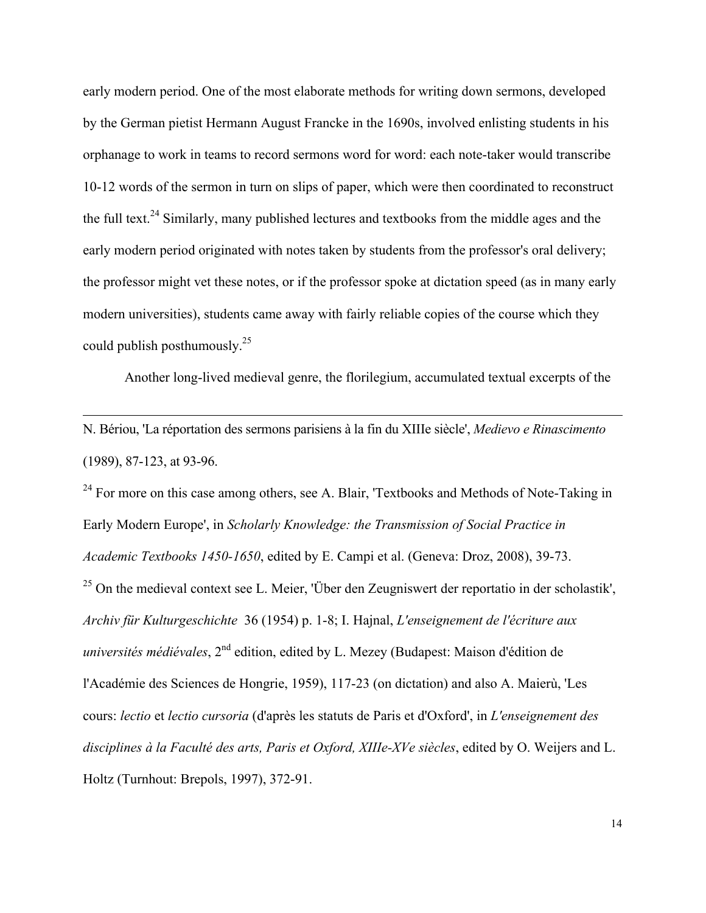early modern period. One of the most elaborate methods for writing down sermons, developed by the German pietist Hermann August Francke in the 1690s, involved enlisting students in his orphanage to work in teams to record sermons word for word: each note-taker would transcribe 10-12 words of the sermon in turn on slips of paper, which were then coordinated to reconstruct the full text.[24] Similarly, many published lectures and textbooks from the middle ages and the early modern period originated with notes taken by students from the professor's oral delivery; the professor might vet these notes, or if the professor spoke at dictation speed (as in many early modern universities), students came away with fairly reliable copies of the course which they could publish posthumously.[25]

Another long-lived medieval genre, the florilegium, accumulated textual excerpts of the

---

N. Bériou, 'La réportation des sermons parisiens à la fin du XIIIe siècle', *Medievo e Rinascimento* (1989), 87-123, at 93-96.

[24] For more on this case among others, see A. Blair, 'Textbooks and Methods of Note-Taking in Early Modern Europe', in *Scholarly Knowledge: the Transmission of Social Practice in Academic Textbooks 1450-1650*, edited by E. Campi et al. (Geneva: Droz, 2008), 39-73.

[25] On the medieval context see L. Meier, 'Über den Zeugniswert der reportatio in der scholastik', *Archiv für Kulturgeschichte* 36 (1954) p. 1-8; I. Hajnal, *L'enseignement de l'écriture aux universités médiévales*, 2nd edition, edited by L. Mezey (Budapest: Maison d'édition de l'Académie des Sciences de Hongrie, 1959), 117-23 (on dictation) and also A. Maierù, 'Les cours: *lectio* et *lectio cursoria* (d'après les statuts de Paris et d'Oxford', in *L'enseignement des disciplines à la Faculté des arts, Paris et Oxford, XIIIe-XVe siècles*, edited by O. Weijers and L. Holtz (Turnhout: Brepols, 1997), 372-91.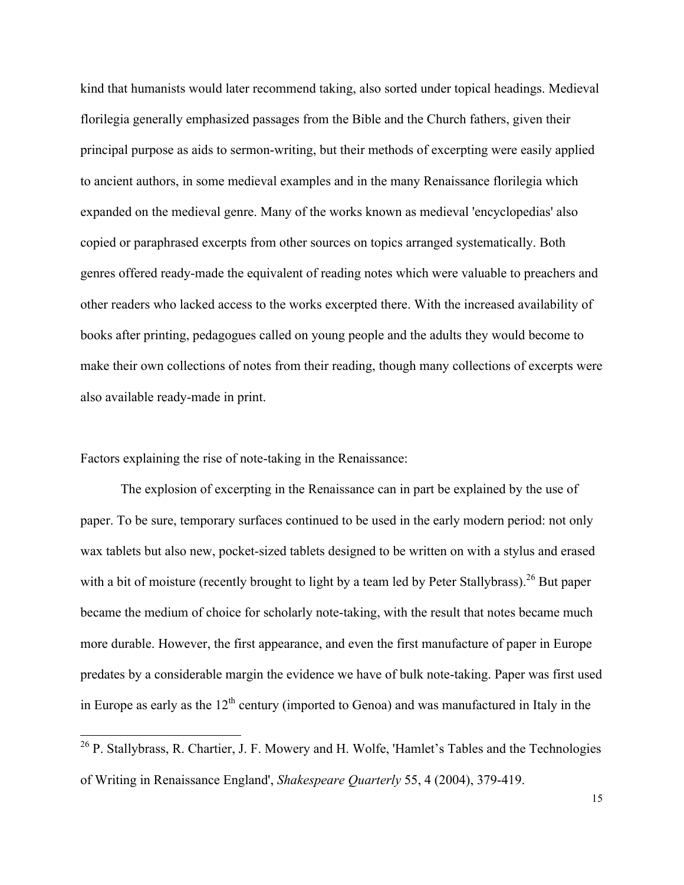kind that humanists would later recommend taking, also sorted under topical headings. Medieval florilegia generally emphasized passages from the Bible and the Church fathers, given their principal purpose as aids to sermon-writing, but their methods of excerpting were easily applied to ancient authors, in some medieval examples and in the many Renaissance florilegia which expanded on the medieval genre. Many of the works known as medieval 'encyclopedias' also copied or paraphrased excerpts from other sources on topics arranged systematically. Both genres offered ready-made the equivalent of reading notes which were valuable to preachers and other readers who lacked access to the works excerpted there. With the increased availability of books after printing, pedagogues called on young people and the adults they would become to make their own collections of notes from their reading, though many collections of excerpts were also available ready-made in print.

Factors explaining the rise of note-taking in the Renaissance:

The explosion of excerpting in the Renaissance can in part be explained by the use of paper. To be sure, temporary surfaces continued to be used in the early modern period: not only wax tablets but also new, pocket-sized tablets designed to be written on with a stylus and erased with a bit of moisture (recently brought to light by a team led by Peter Stallybrass).[26] But paper became the medium of choice for scholarly note-taking, with the result that notes became much more durable. However, the first appearance, and even the first manufacture of paper in Europe predates by a considerable margin the evidence we have of bulk note-taking. Paper was first used in Europe as early as the 12th century (imported to Genoa) and was manufactured in Italy in the

[26] P. Stallybrass, R. Chartier, J. F. Mowery and H. Wolfe, 'Hamlet's Tables and the Technologies of Writing in Renaissance England', *Shakespeare Quarterly* 55, 4 (2004), 379-419.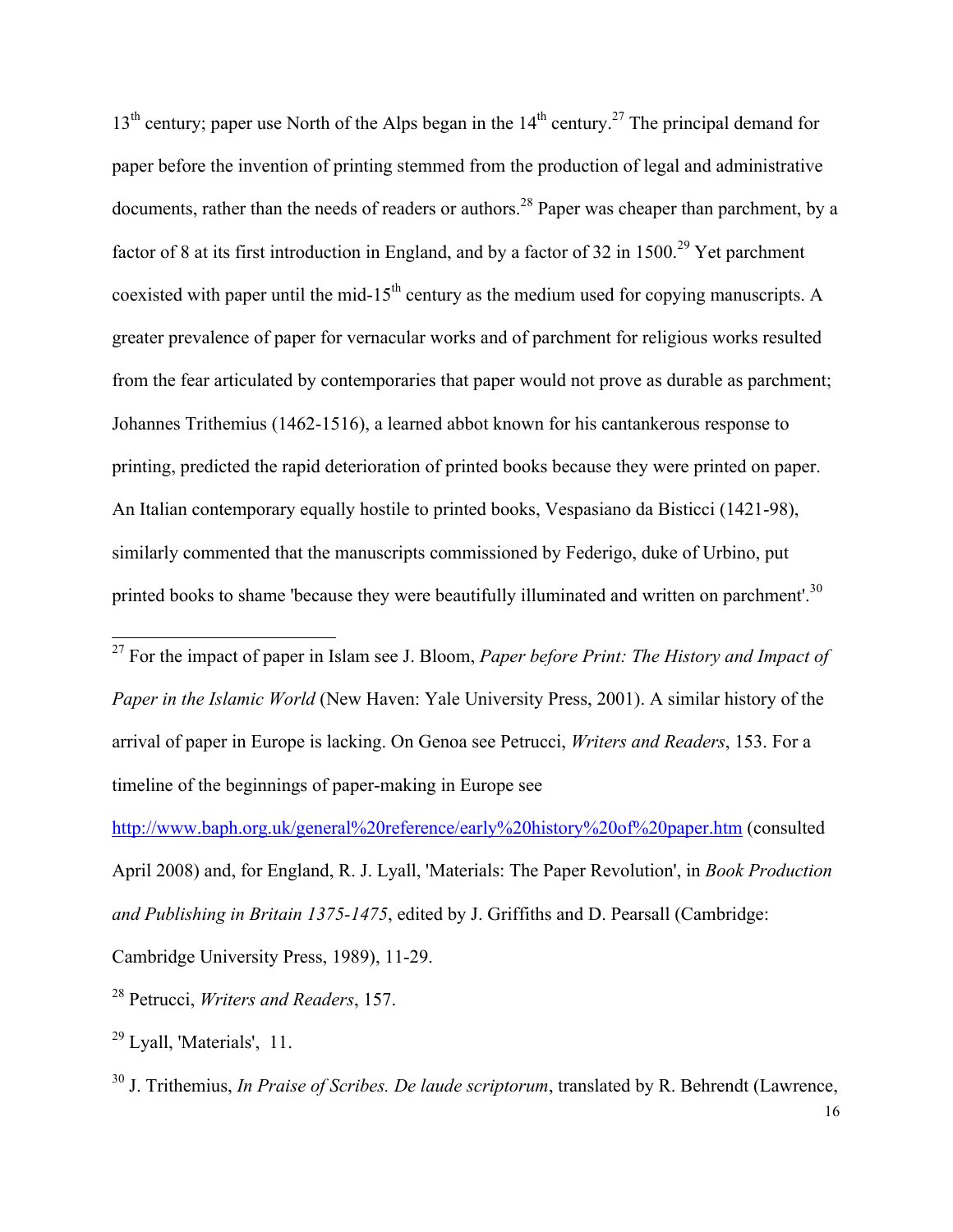13th century; paper use North of the Alps began in the 14th century.[27] The principal demand for paper before the invention of printing stemmed from the production of legal and administrative documents, rather than the needs of readers or authors.[28] Paper was cheaper than parchment, by a factor of 8 at its first introduction in England, and by a factor of 32 in 1500.[29] Yet parchment coexisted with paper until the mid-15th century as the medium used for copying manuscripts. A greater prevalence of paper for vernacular works and of parchment for religious works resulted from the fear articulated by contemporaries that paper would not prove as durable as parchment; Johannes Trithemius (1462-1516), a learned abbot known for his cantankerous response to printing, predicted the rapid deterioration of printed books because they were printed on paper. An Italian contemporary equally hostile to printed books, Vespasiano da Bisticci (1421-98), similarly commented that the manuscripts commissioned by Federigo, duke of Urbino, put printed books to shame 'because they were beautifully illuminated and written on parchment'.[30]

---

[27] For the impact of paper in Islam see J. Bloom, *Paper before Print: The History and Impact of Paper in the Islamic World* (New Haven: Yale University Press, 2001). A similar history of the arrival of paper in Europe is lacking. On Genoa see Petrucci, *Writers and Readers*, 153. For a timeline of the beginnings of paper-making in Europe see http://www.baph.org.uk/general%20reference/early%20history%20of%20paper.htm (consulted April 2008) and, for England, R. J. Lyall, 'Materials: The Paper Revolution', in *Book Production and Publishing in Britain 1375-1475*, edited by J. Griffiths and D. Pearsall (Cambridge: Cambridge University Press, 1989), 11-29.

[28] Petrucci, *Writers and Readers*, 157.

[29] Lyall, 'Materials', 11.

[30] J. Trithemius, *In Praise of Scribes. De laude scriptorum*, translated by R. Behrendt (Lawrence,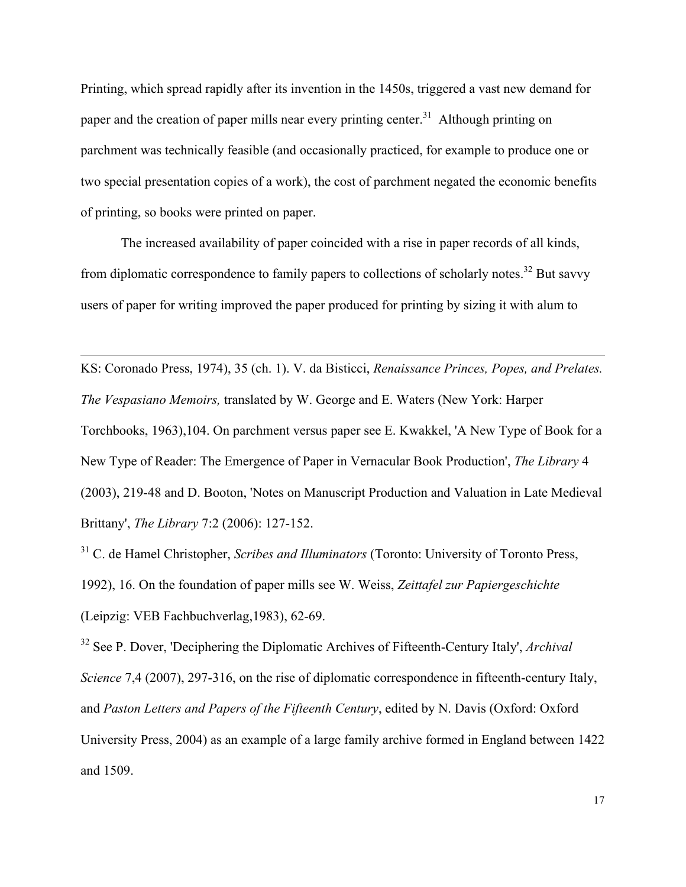Printing, which spread rapidly after its invention in the 1450s, triggered a vast new demand for paper and the creation of paper mills near every printing center.[31] Although printing on parchment was technically feasible (and occasionally practiced, for example to produce one or two special presentation copies of a work), the cost of parchment negated the economic benefits of printing, so books were printed on paper.

The increased availability of paper coincided with a rise in paper records of all kinds, from diplomatic correspondence to family papers to collections of scholarly notes.[32] But savvy users of paper for writing improved the paper produced for printing by sizing it with alum to

---

KS: Coronado Press, 1974), 35 (ch. 1). V. da Bisticci, *Renaissance Princes, Popes, and Prelates. The Vespasiano Memoirs,* translated by W. George and E. Waters (New York: Harper Torchbooks, 1963),104. On parchment versus paper see E. Kwakkel, 'A New Type of Book for a New Type of Reader: The Emergence of Paper in Vernacular Book Production', *The Library* 4 (2003), 219-48 and D. Booton, 'Notes on Manuscript Production and Valuation in Late Medieval Brittany', *The Library* 7:2 (2006): 127-152.

[31] C. de Hamel Christopher, *Scribes and Illuminators* (Toronto: University of Toronto Press, 1992), 16. On the foundation of paper mills see W. Weiss, *Zeittafel zur Papiergeschichte* (Leipzig: VEB Fachbuchverlag,1983), 62-69.

[32] See P. Dover, 'Deciphering the Diplomatic Archives of Fifteenth-Century Italy', *Archival Science* 7,4 (2007), 297-316, on the rise of diplomatic correspondence in fifteenth-century Italy, and *Paston Letters and Papers of the Fifteenth Century*, edited by N. Davis (Oxford: Oxford University Press, 2004) as an example of a large family archive formed in England between 1422 and 1509.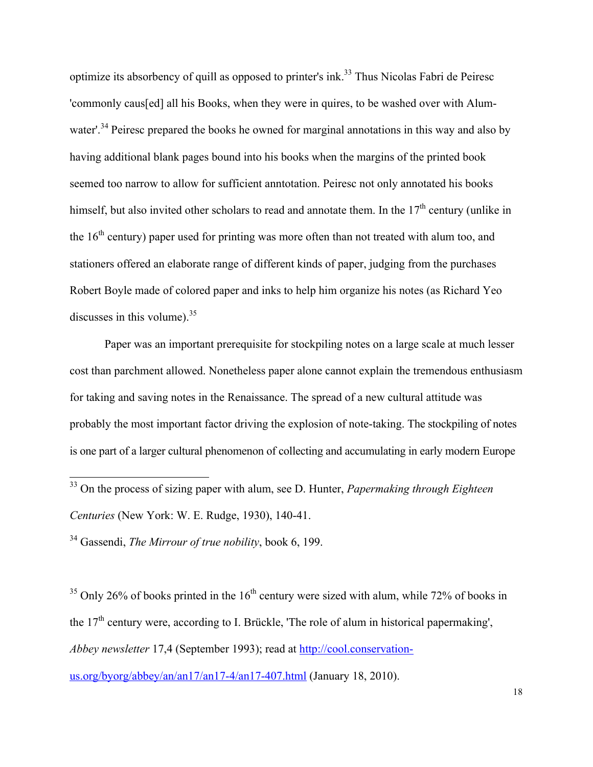optimize its absorbency of quill as opposed to printer's ink.[33] Thus Nicolas Fabri de Peiresc 'commonly caus[ed] all his Books, when they were in quires, to be washed over with Alum-water'.[34] Peiresc prepared the books he owned for marginal annotations in this way and also by having additional blank pages bound into his books when the margins of the printed book seemed too narrow to allow for sufficient anntotation. Peiresc not only annotated his books himself, but also invited other scholars to read and annotate them. In the 17th century (unlike in the 16th century) paper used for printing was more often than not treated with alum too, and stationers offered an elaborate range of different kinds of paper, judging from the purchases Robert Boyle made of colored paper and inks to help him organize his notes (as Richard Yeo discusses in this volume).[35]

Paper was an important prerequisite for stockpiling notes on a large scale at much lesser cost than parchment allowed. Nonetheless paper alone cannot explain the tremendous enthusiasm for taking and saving notes in the Renaissance. The spread of a new cultural attitude was probably the most important factor driving the explosion of note-taking. The stockpiling of notes is one part of a larger cultural phenomenon of collecting and accumulating in early modern Europe

---

[33] On the process of sizing paper with alum, see D. Hunter, *Papermaking through Eighteen Centuries* (New York: W. E. Rudge, 1930), 140-41.

[34] Gassendi, *The Mirrour of true nobility*, book 6, 199.

[35] Only 26% of books printed in the 16th century were sized with alum, while 72% of books in the 17th century were, according to I. Brückle, 'The role of alum in historical papermaking', *Abbey newsletter* 17,4 (September 1993); read at http://cool.conservation-us.org/byorg/abbey/an/an17/an17-4/an17-407.html (January 18, 2010).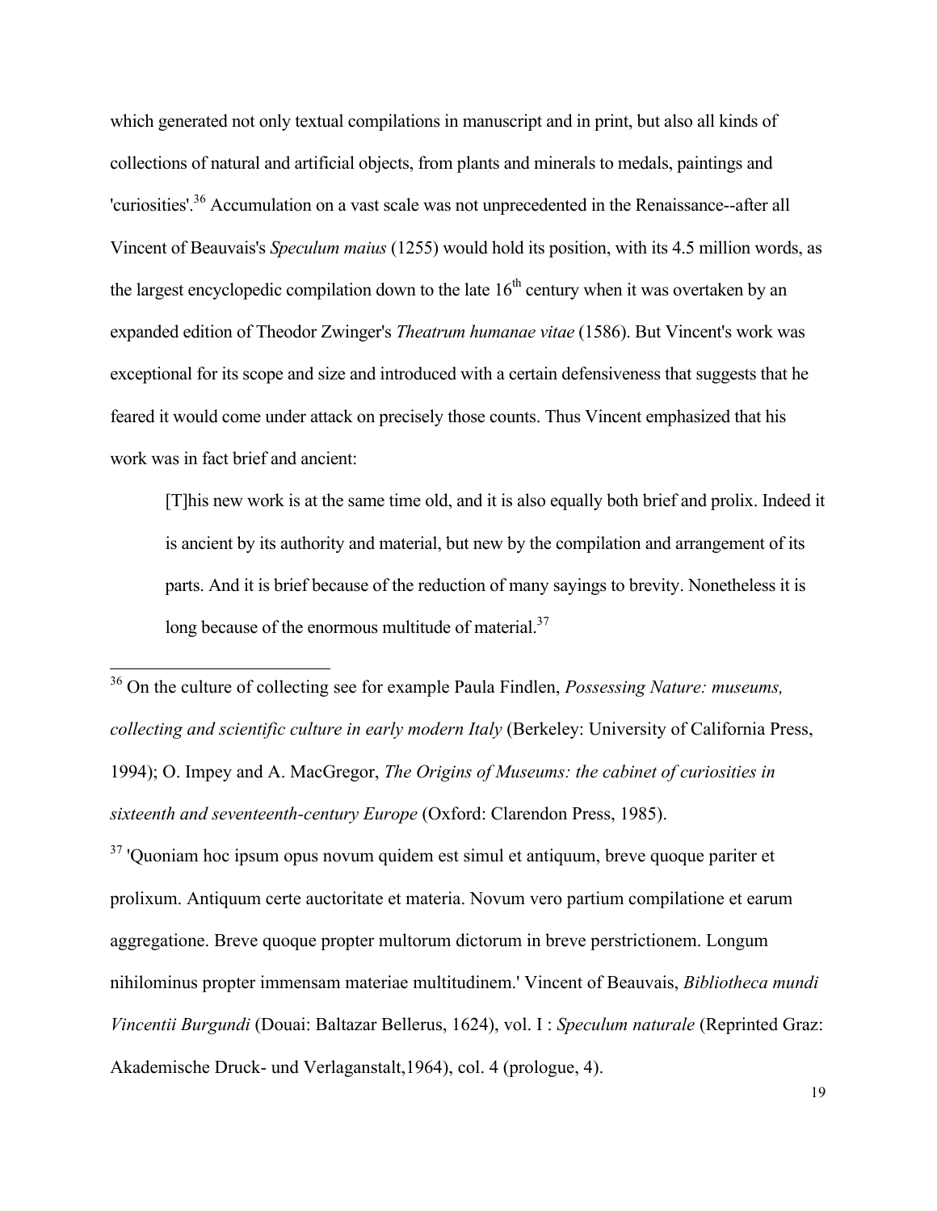which generated not only textual compilations in manuscript and in print, but also all kinds of collections of natural and artificial objects, from plants and minerals to medals, paintings and 'curiosities'.[36] Accumulation on a vast scale was not unprecedented in the Renaissance--after all Vincent of Beauvais's *Speculum maius* (1255) would hold its position, with its 4.5 million words, as the largest encyclopedic compilation down to the late 16[th] century when it was overtaken by an expanded edition of Theodor Zwinger's *Theatrum humanae vitae* (1586). But Vincent's work was exceptional for its scope and size and introduced with a certain defensiveness that suggests that he feared it would come under attack on precisely those counts. Thus Vincent emphasized that his work was in fact brief and ancient:

> [T]his new work is at the same time old, and it is also equally both brief and prolix. Indeed it is ancient by its authority and material, but new by the compilation and arrangement of its parts. And it is brief because of the reduction of many sayings to brevity. Nonetheless it is long because of the enormous multitude of material.[37]

---

[36] On the culture of collecting see for example Paula Findlen, *Possessing Nature: museums, collecting and scientific culture in early modern Italy* (Berkeley: University of California Press, 1994); O. Impey and A. MacGregor, *The Origins of Museums: the cabinet of curiosities in sixteenth and seventeenth-century Europe* (Oxford: Clarendon Press, 1985).

[37] 'Quoniam hoc ipsum opus novum quidem est simul et antiquum, breve quoque pariter et prolixum. Antiquum certe auctoritate et materia. Novum vero partium compilatione et earum aggregatione. Breve quoque propter multorum dictorum in breve perstrictionem. Longum nihilominus propter immensam materiae multitudinem.' Vincent of Beauvais, *Bibliotheca mundi Vincentii Burgundi* (Douai: Baltazar Bellerus, 1624), vol. I : *Speculum naturale* (Reprinted Graz: Akademische Druck- und Verlaganstalt,1964), col. 4 (prologue, 4).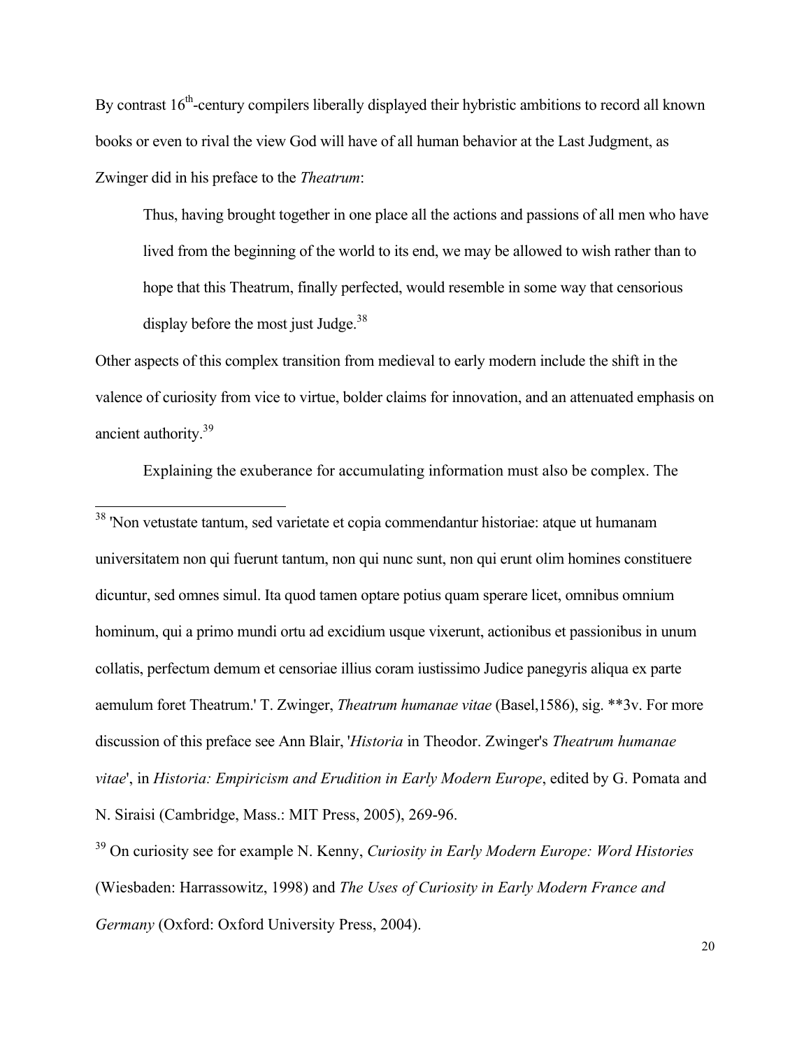By contrast 16th-century compilers liberally displayed their hybristic ambitions to record all known books or even to rival the view God will have of all human behavior at the Last Judgment, as Zwinger did in his preface to the *Theatrum*:

> Thus, having brought together in one place all the actions and passions of all men who have lived from the beginning of the world to its end, we may be allowed to wish rather than to hope that this Theatrum, finally perfected, would resemble in some way that censorious display before the most just Judge.[38]

Other aspects of this complex transition from medieval to early modern include the shift in the valence of curiosity from vice to virtue, bolder claims for innovation, and an attenuated emphasis on ancient authority.[39]

Explaining the exuberance for accumulating information must also be complex. The

---

[38] 'Non vetustate tantum, sed varietate et copia commendantur historiae: atque ut humanam universitatem non qui fuerunt tantum, non qui nunc sunt, non qui erunt olim homines constituere dicuntur, sed omnes simul. Ita quod tamen optare potius quam sperare licet, omnibus omnium hominum, qui a primo mundi ortu ad excidium usque vixerunt, actionibus et passionibus in unum collatis, perfectum demum et censoriae illius coram iustissimo Judice panegyris aliqua ex parte aemulum foret Theatrum.' T. Zwinger, *Theatrum humanae vitae* (Basel,1586), sig. **3v. For more discussion of this preface see Ann Blair, '*Historia* in Theodor. Zwinger's *Theatrum humanae vitae*', in *Historia: Empiricism and Erudition in Early Modern Europe*, edited by G. Pomata and N. Siraisi (Cambridge, Mass.: MIT Press, 2005), 269-96.

[39] On curiosity see for example N. Kenny, *Curiosity in Early Modern Europe: Word Histories* (Wiesbaden: Harrassowitz, 1998) and *The Uses of Curiosity in Early Modern France and Germany* (Oxford: Oxford University Press, 2004).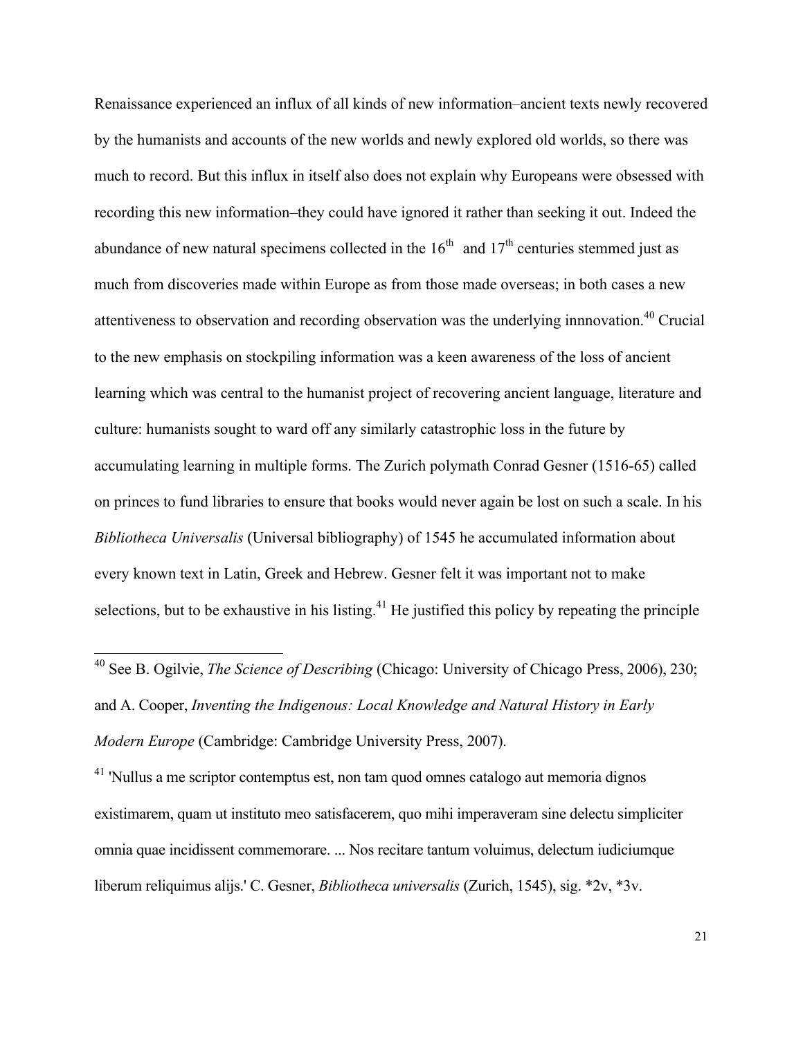Renaissance experienced an influx of all kinds of new information–ancient texts newly recovered by the humanists and accounts of the new worlds and newly explored old worlds, so there was much to record. But this influx in itself also does not explain why Europeans were obsessed with recording this new information–they could have ignored it rather than seeking it out. Indeed the abundance of new natural specimens collected in the 16th and 17th centuries stemmed just as much from discoveries made within Europe as from those made overseas; in both cases a new attentiveness to observation and recording observation was the underlying innnovation.[40] Crucial to the new emphasis on stockpiling information was a keen awareness of the loss of ancient learning which was central to the humanist project of recovering ancient language, literature and culture: humanists sought to ward off any similarly catastrophic loss in the future by accumulating learning in multiple forms. The Zurich polymath Conrad Gesner (1516-65) called on princes to fund libraries to ensure that books would never again be lost on such a scale. In his *Bibliotheca Universalis* (Universal bibliography) of 1545 he accumulated information about every known text in Latin, Greek and Hebrew. Gesner felt it was important not to make selections, but to be exhaustive in his listing.[41] He justified this policy by repeating the principle

---

[40] See B. Ogilvie, *The Science of Describing* (Chicago: University of Chicago Press, 2006), 230; and A. Cooper, *Inventing the Indigenous: Local Knowledge and Natural History in Early Modern Europe* (Cambridge: Cambridge University Press, 2007).

[41] 'Nullus a me scriptor contemptus est, non tam quod omnes catalogo aut memoria dignos existimarem, quam ut instituto meo satisfacerem, quo mihi imperaveram sine delectu simpliciter omnia quae incidissent commemorare. ... Nos recitare tantum voluimus, delectum iudiciumque liberum reliquimus alijs.' C. Gesner, *Bibliotheca universalis* (Zurich, 1545), sig. *2v, *3v.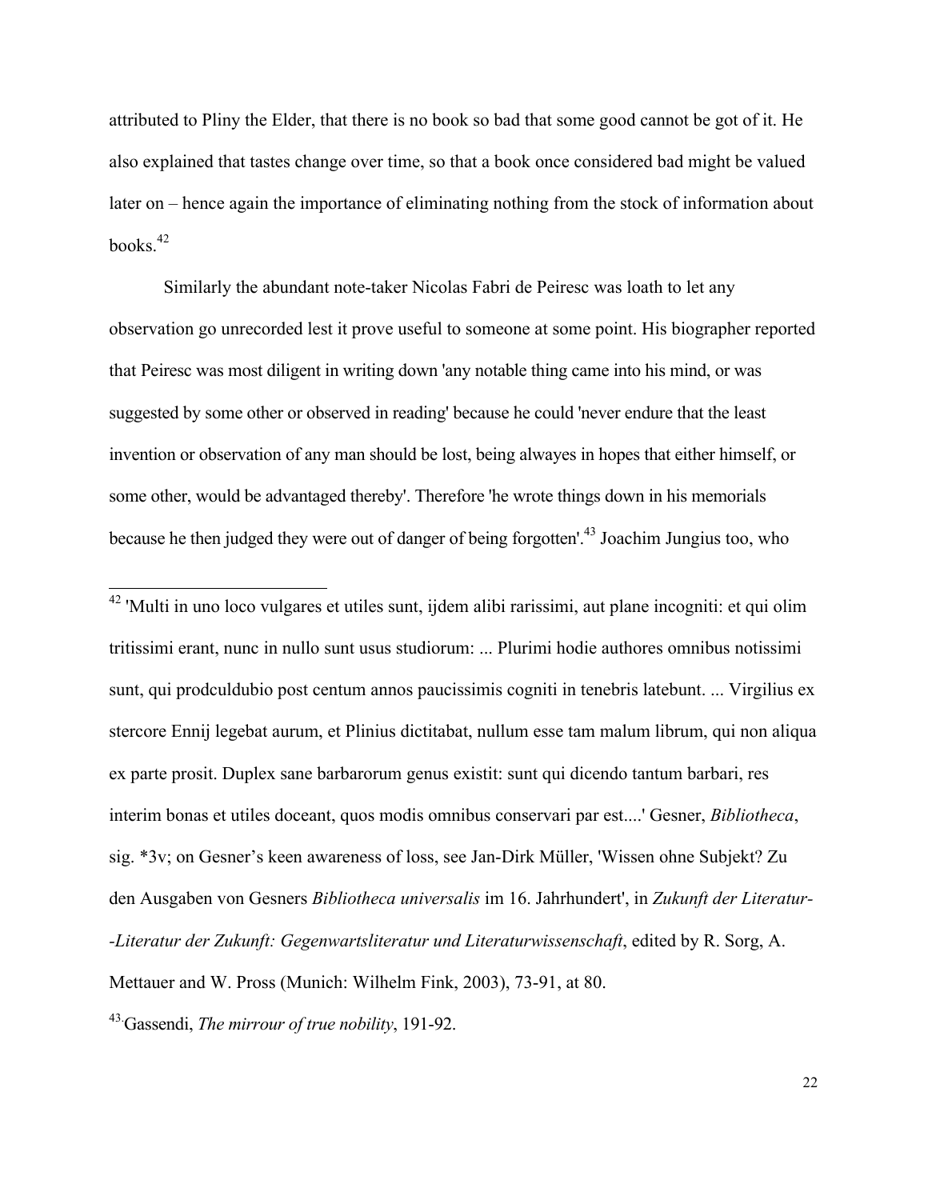attributed to Pliny the Elder, that there is no book so bad that some good cannot be got of it. He also explained that tastes change over time, so that a book once considered bad might be valued later on – hence again the importance of eliminating nothing from the stock of information about books.[42]

Similarly the abundant note-taker Nicolas Fabri de Peiresc was loath to let any observation go unrecorded lest it prove useful to someone at some point. His biographer reported that Peiresc was most diligent in writing down 'any notable thing came into his mind, or was suggested by some other or observed in reading' because he could 'never endure that the least invention or observation of any man should be lost, being alwayes in hopes that either himself, or some other, would be advantaged thereby'. Therefore 'he wrote things down in his memorials because he then judged they were out of danger of being forgotten'.[43] Joachim Jungius too, who

---

[42] 'Multi in uno loco vulgares et utiles sunt, ijdem alibi rarissimi, aut plane incogniti: et qui olim tritissimi erant, nunc in nullo sunt usus studiorum: ... Plurimi hodie authores omnibus notissimi sunt, qui prodculdubio post centum annos paucissimis cogniti in tenebris latebunt. ... Virgilius ex stercore Ennij legebat aurum, et Plinius dictitabat, nullum esse tam malum librum, qui non aliqua ex parte prosit. Duplex sane barbarorum genus existit: sunt qui dicendo tantum barbari, res interim bonas et utiles doceant, quos modis omnibus conservari par est....' Gesner, *Bibliotheca*, sig. *3v; on Gesner's keen awareness of loss, see Jan-Dirk Müller, 'Wissen ohne Subjekt? Zu den Ausgaben von Gesners *Bibliotheca universalis* im 16. Jahrhundert', in *Zukunft der Literatur--Literatur der Zukunft: Gegenwartsliteratur und Literaturwissenschaft*, edited by R. Sorg, A. Mettauer and W. Pross (Munich: Wilhelm Fink, 2003), 73-91, at 80.

[43] Gassendi, *The mirrour of true nobility*, 191-92.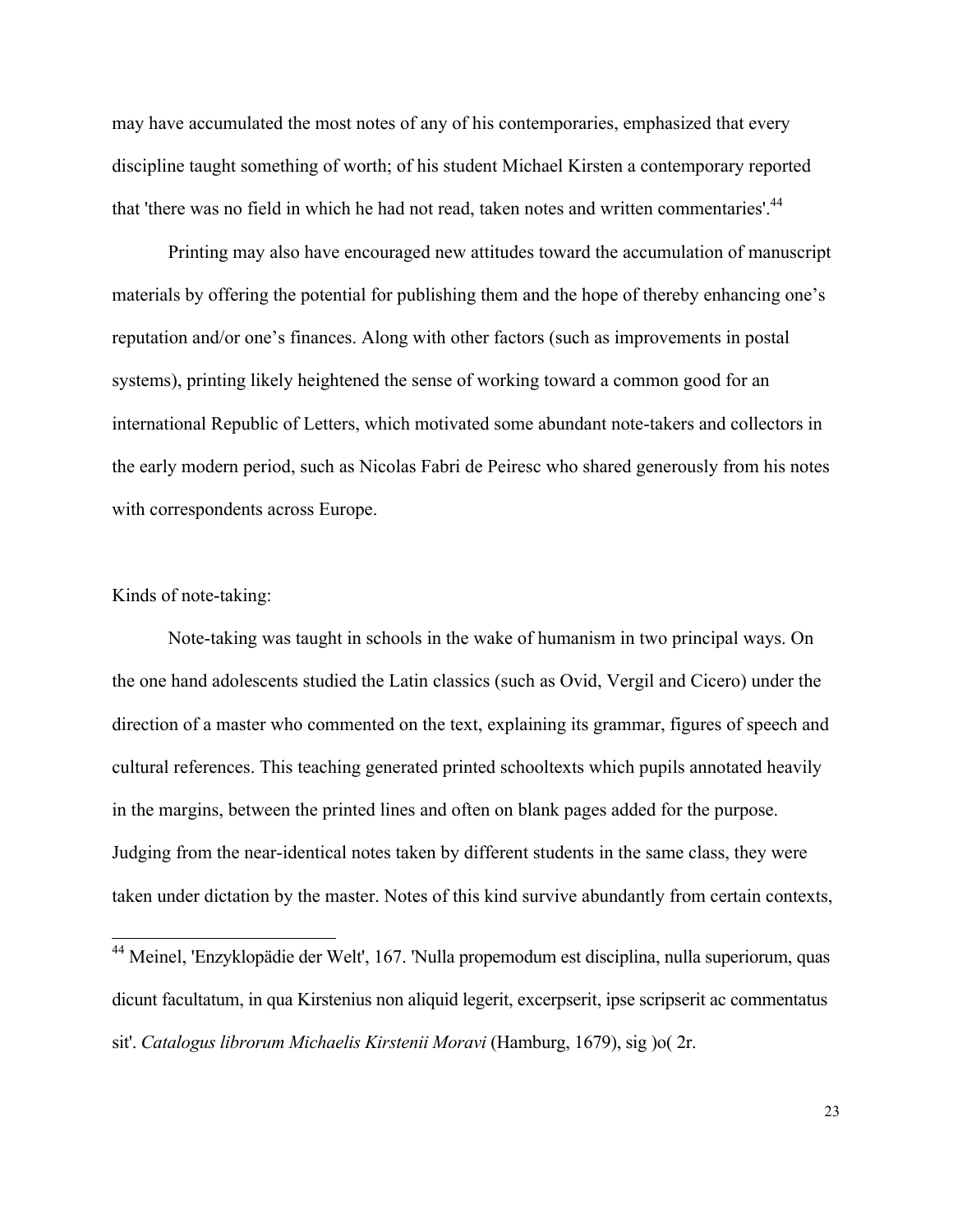may have accumulated the most notes of any of his contemporaries, emphasized that every discipline taught something of worth; of his student Michael Kirsten a contemporary reported that 'there was no field in which he had not read, taken notes and written commentaries'.[44]

Printing may also have encouraged new attitudes toward the accumulation of manuscript materials by offering the potential for publishing them and the hope of thereby enhancing one's reputation and/or one's finances. Along with other factors (such as improvements in postal systems), printing likely heightened the sense of working toward a common good for an international Republic of Letters, which motivated some abundant note-takers and collectors in the early modern period, such as Nicolas Fabri de Peiresc who shared generously from his notes with correspondents across Europe.

Kinds of note-taking:

Note-taking was taught in schools in the wake of humanism in two principal ways. On the one hand adolescents studied the Latin classics (such as Ovid, Vergil and Cicero) under the direction of a master who commented on the text, explaining its grammar, figures of speech and cultural references. This teaching generated printed schooltexts which pupils annotated heavily in the margins, between the printed lines and often on blank pages added for the purpose. Judging from the near-identical notes taken by different students in the same class, they were taken under dictation by the master. Notes of this kind survive abundantly from certain contexts,

---

[44] Meinel, 'Enzyklopädie der Welt', 167. 'Nulla propemodum est disciplina, nulla superiorum, quas dicunt facultatum, in qua Kirstenius non aliquid legerit, excerpserit, ipse scripserit ac commentatus sit'. *Catalogus librorum Michaelis Kirstenii Moravi* (Hamburg, 1679), sig )o( 2r.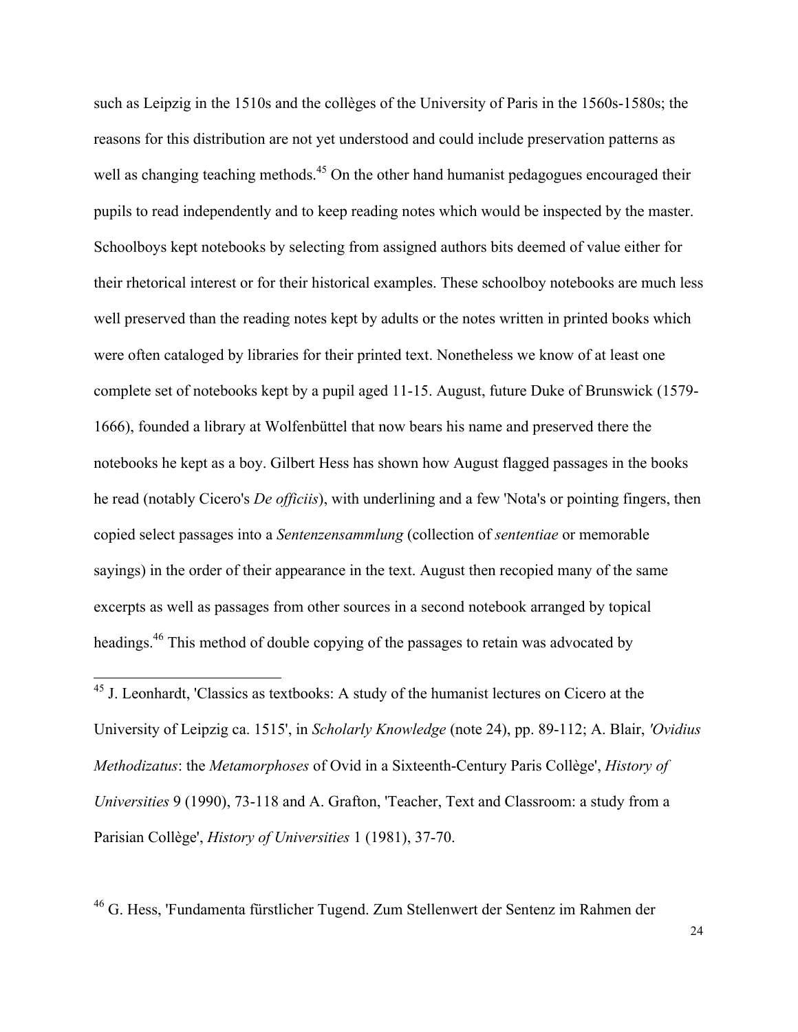such as Leipzig in the 1510s and the collèges of the University of Paris in the 1560s-1580s; the reasons for this distribution are not yet understood and could include preservation patterns as well as changing teaching methods.[45] On the other hand humanist pedagogues encouraged their pupils to read independently and to keep reading notes which would be inspected by the master. Schoolboys kept notebooks by selecting from assigned authors bits deemed of value either for their rhetorical interest or for their historical examples. These schoolboy notebooks are much less well preserved than the reading notes kept by adults or the notes written in printed books which were often cataloged by libraries for their printed text. Nonetheless we know of at least one complete set of notebooks kept by a pupil aged 11-15. August, future Duke of Brunswick (1579-1666), founded a library at Wolfenbüttel that now bears his name and preserved there the notebooks he kept as a boy. Gilbert Hess has shown how August flagged passages in the books he read (notably Cicero's *De officiis*), with underlining and a few 'Nota's or pointing fingers, then copied select passages into a *Sentenzensammlung* (collection of *sententiae* or memorable sayings) in the order of their appearance in the text. August then recopied many of the same excerpts as well as passages from other sources in a second notebook arranged by topical headings.[46] This method of double copying of the passages to retain was advocated by

---

[45] J. Leonhardt, 'Classics as textbooks: A study of the humanist lectures on Cicero at the University of Leipzig ca. 1515', in *Scholarly Knowledge* (note 24), pp. 89-112; A. Blair, *'Ovidius Methodizatus*: the *Metamorphoses* of Ovid in a Sixteenth-Century Paris Collège', *History of Universities* 9 (1990), 73-118 and A. Grafton, 'Teacher, Text and Classroom: a study from a Parisian Collège', *History of Universities* 1 (1981), 37-70.

[46] G. Hess, 'Fundamenta fürstlicher Tugend. Zum Stellenwert der Sentenz im Rahmen der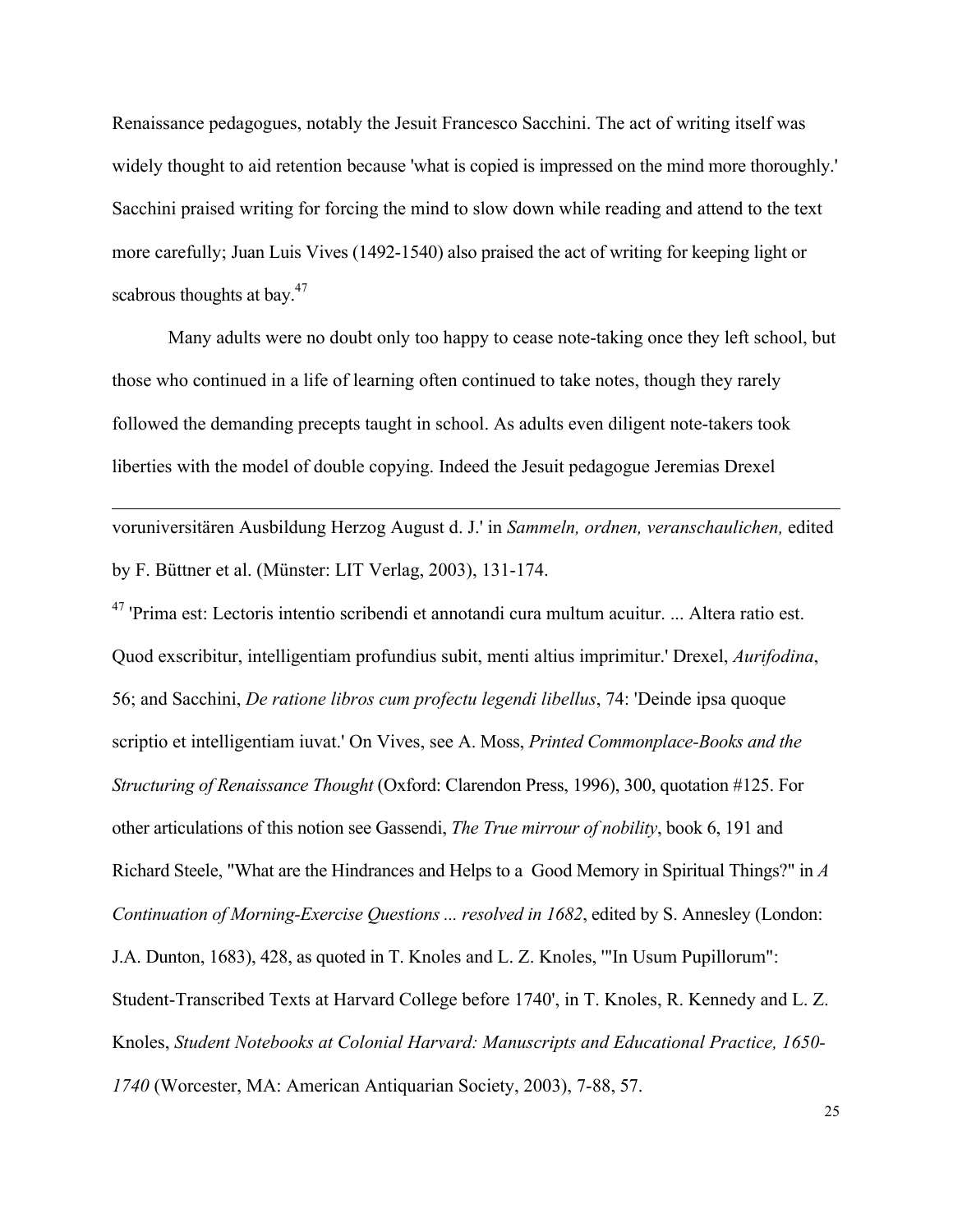Renaissance pedagogues, notably the Jesuit Francesco Sacchini. The act of writing itself was widely thought to aid retention because 'what is copied is impressed on the mind more thoroughly.' Sacchini praised writing for forcing the mind to slow down while reading and attend to the text more carefully; Juan Luis Vives (1492-1540) also praised the act of writing for keeping light or scabrous thoughts at bay.[47]

Many adults were no doubt only too happy to cease note-taking once they left school, but those who continued in a life of learning often continued to take notes, though they rarely followed the demanding precepts taught in school. As adults even diligent note-takers took liberties with the model of double copying. Indeed the Jesuit pedagogue Jeremias Drexel

---

voruniversitären Ausbildung Herzog August d. J.' in *Sammeln, ordnen, veranschaulichen,* edited by F. Büttner et al. (Münster: LIT Verlag, 2003), 131-174.

[47] 'Prima est: Lectoris intentio scribendi et annotandi cura multum acuitur. ... Altera ratio est. Quod exscribitur, intelligentiam profundius subit, menti altius imprimitur.' Drexel, *Aurifodina*, 56; and Sacchini, *De ratione libros cum profectu legendi libellus*, 74: 'Deinde ipsa quoque scriptio et intelligentiam iuvat.' On Vives, see A. Moss, *Printed Commonplace-Books and the Structuring of Renaissance Thought* (Oxford: Clarendon Press, 1996), 300, quotation #125. For other articulations of this notion see Gassendi, *The True mirrour of nobility*, book 6, 191 and Richard Steele, "What are the Hindrances and Helps to a Good Memory in Spiritual Things?" in *A Continuation of Morning-Exercise Questions ... resolved in 1682*, edited by S. Annesley (London: J.A. Dunton, 1683), 428, as quoted in T. Knoles and L. Z. Knoles, '"In Usum Pupillorum": Student-Transcribed Texts at Harvard College before 1740', in T. Knoles, R. Kennedy and L. Z. Knoles, *Student Notebooks at Colonial Harvard: Manuscripts and Educational Practice, 1650-1740* (Worcester, MA: American Antiquarian Society, 2003), 7-88, 57.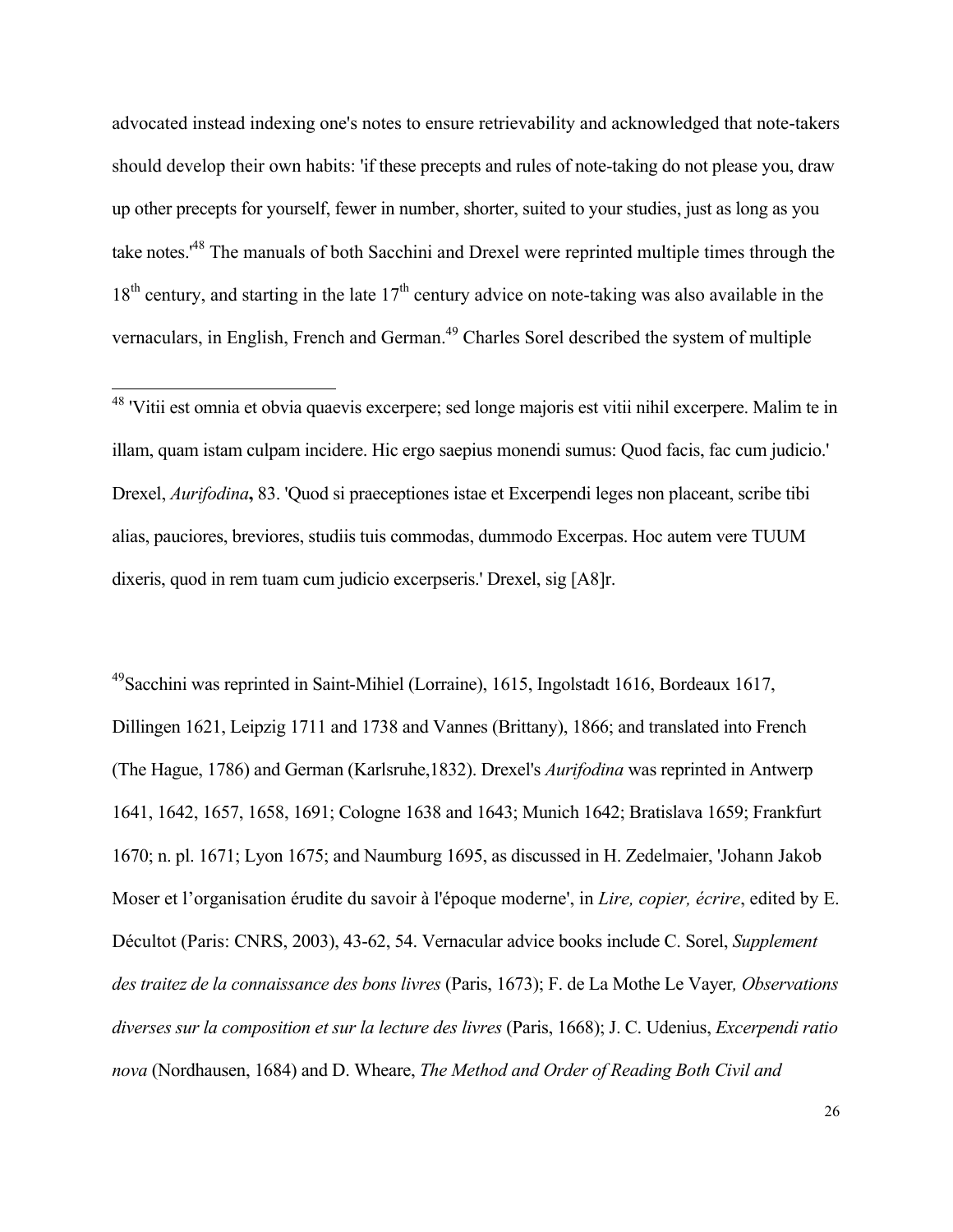advocated instead indexing one's notes to ensure retrievability and acknowledged that note-takers should develop their own habits: 'if these precepts and rules of note-taking do not please you, draw up other precepts for yourself, fewer in number, shorter, suited to your studies, just as long as you take notes.'[48] The manuals of both Sacchini and Drexel were reprinted multiple times through the 18th century, and starting in the late 17th century advice on note-taking was also available in the vernaculars, in English, French and German.[49] Charles Sorel described the system of multiple

---

[48] 'Vitii est omnia et obvia quaevis excerpere; sed longe majoris est vitii nihil excerpere. Malim te in illam, quam istam culpam incidere. Hic ergo saepius monendi sumus: Quod facis, fac cum judicio.' Drexel, *Aurifodina*, 83. 'Quod si praeceptiones istae et Excerpendi leges non placeant, scribe tibi alias, pauciores, breviores, studiis tuis commodas, dummodo Excerpas. Hoc autem vere TUUM dixeris, quod in rem tuam cum judicio excerpseris.' Drexel, sig [A8]r.

[49] Sacchini was reprinted in Saint-Mihiel (Lorraine), 1615, Ingolstadt 1616, Bordeaux 1617, Dillingen 1621, Leipzig 1711 and 1738 and Vannes (Brittany), 1866; and translated into French (The Hague, 1786) and German (Karlsruhe,1832). Drexel's *Aurifodina* was reprinted in Antwerp 1641, 1642, 1657, 1658, 1691; Cologne 1638 and 1643; Munich 1642; Bratislava 1659; Frankfurt 1670; n. pl. 1671; Lyon 1675; and Naumburg 1695, as discussed in H. Zedelmaier, 'Johann Jakob Moser et l'organisation érudite du savoir à l'époque moderne', in *Lire, copier, écrire*, edited by E. Décultot (Paris: CNRS, 2003), 43-62, 54. Vernacular advice books include C. Sorel, *Supplement des traitez de la connaissance des bons livres* (Paris, 1673); F. de La Mothe Le Vayer*, Observations diverses sur la composition et sur la lecture des livres* (Paris, 1668); J. C. Udenius, *Excerpendi ratio nova* (Nordhausen, 1684) and D. Wheare, *The Method and Order of Reading Both Civil and*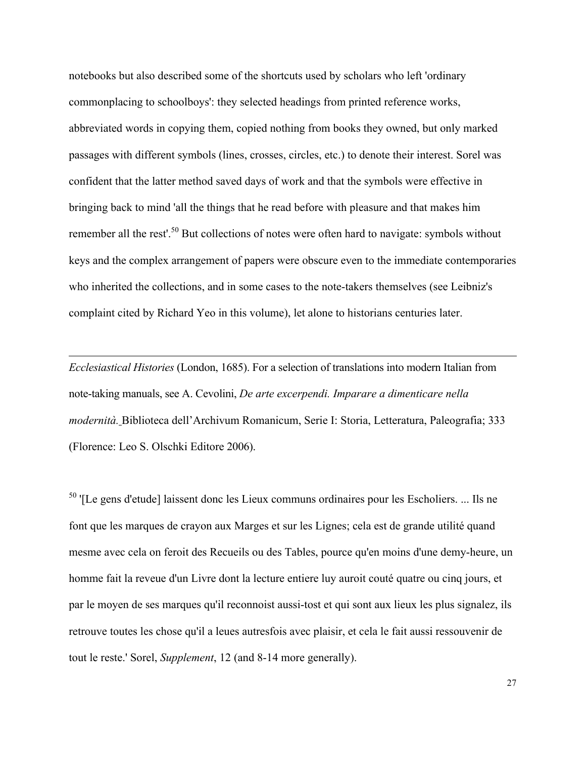notebooks but also described some of the shortcuts used by scholars who left 'ordinary commonplacing to schoolboys': they selected headings from printed reference works, abbreviated words in copying them, copied nothing from books they owned, but only marked passages with different symbols (lines, crosses, circles, etc.) to denote their interest. Sorel was confident that the latter method saved days of work and that the symbols were effective in bringing back to mind 'all the things that he read before with pleasure and that makes him remember all the rest'.[50] But collections of notes were often hard to navigate: symbols without keys and the complex arrangement of papers were obscure even to the immediate contemporaries who inherited the collections, and in some cases to the note-takers themselves (see Leibniz's complaint cited by Richard Yeo in this volume), let alone to historians centuries later.

---

*Ecclesiastical Histories* (London, 1685). For a selection of translations into modern Italian from note-taking manuals, see A. Cevolini, *De arte excerpendi. Imparare a dimenticare nella modernità.* Biblioteca dell'Archivum Romanicum, Serie I: Storia, Letteratura, Paleografia; 333 (Florence: Leo S. Olschki Editore 2006).

[50] '[Le gens d'etude] laissent donc les Lieux communs ordinaires pour les Escholiers. ... Ils ne font que les marques de crayon aux Marges et sur les Lignes; cela est de grande utilité quand mesme avec cela on feroit des Recueils ou des Tables, pource qu'en moins d'une demy-heure, un homme fait la reveue d'un Livre dont la lecture entiere luy auroit couté quatre ou cinq jours, et par le moyen de ses marques qu'il reconnoist aussi-tost et qui sont aux lieux les plus signalez, ils retrouve toutes les chose qu'il a leues autresfois avec plaisir, et cela le fait aussi ressouvenir de tout le reste.' Sorel, *Supplement*, 12 (and 8-14 more generally).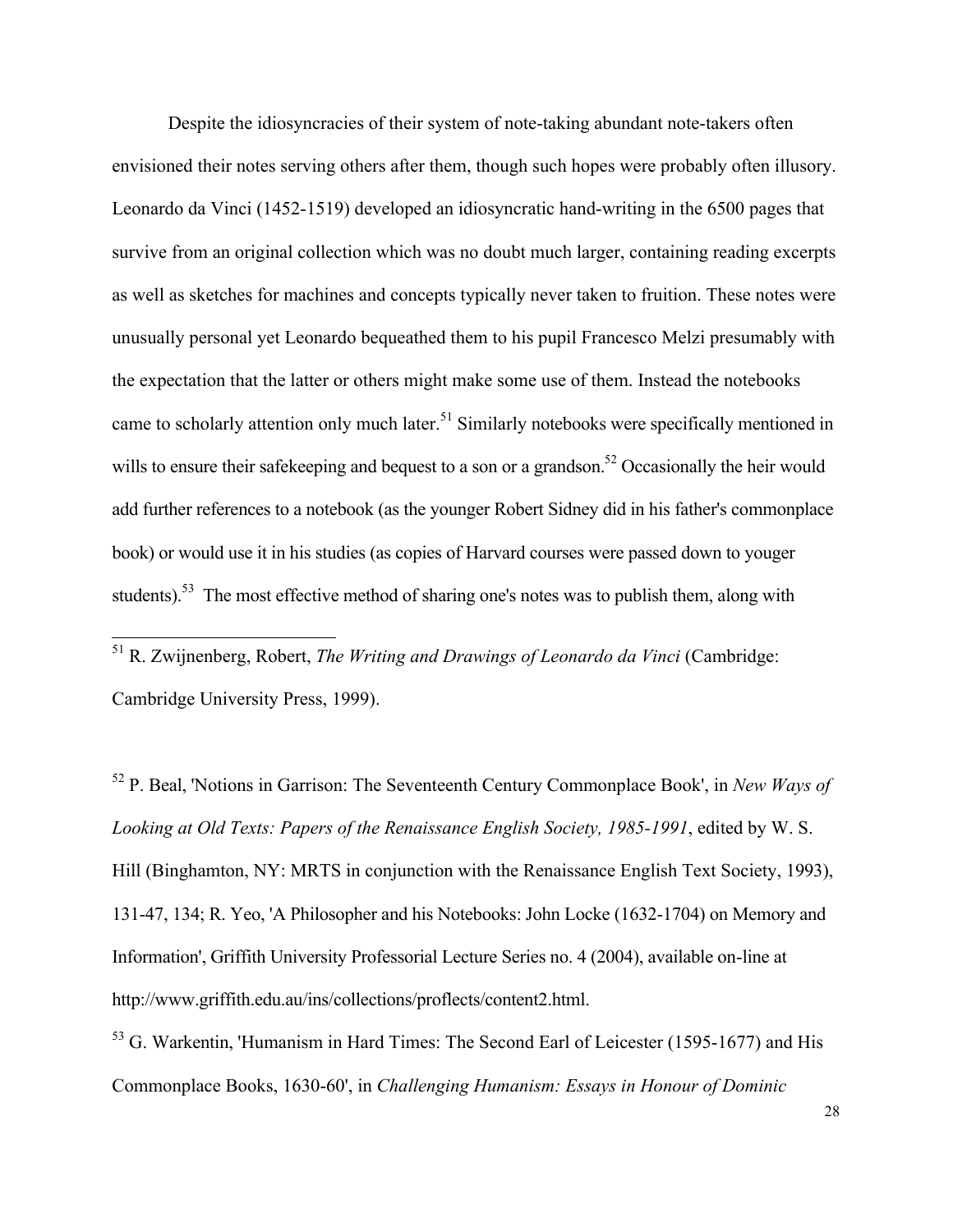Despite the idiosyncracies of their system of note-taking abundant note-takers often envisioned their notes serving others after them, though such hopes were probably often illusory. Leonardo da Vinci (1452-1519) developed an idiosyncratic hand-writing in the 6500 pages that survive from an original collection which was no doubt much larger, containing reading excerpts as well as sketches for machines and concepts typically never taken to fruition. These notes were unusually personal yet Leonardo bequeathed them to his pupil Francesco Melzi presumably with the expectation that the latter or others might make some use of them. Instead the notebooks came to scholarly attention only much later.[51] Similarly notebooks were specifically mentioned in wills to ensure their safekeeping and bequest to a son or a grandson.[52] Occasionally the heir would add further references to a notebook (as the younger Robert Sidney did in his father's commonplace book) or would use it in his studies (as copies of Harvard courses were passed down to youger students).[53] The most effective method of sharing one's notes was to publish them, along with

---

[51] R. Zwijnenberg, Robert, *The Writing and Drawings of Leonardo da Vinci* (Cambridge: Cambridge University Press, 1999).

[52] P. Beal, 'Notions in Garrison: The Seventeenth Century Commonplace Book', in *New Ways of Looking at Old Texts: Papers of the Renaissance English Society, 1985-1991*, edited by W. S. Hill (Binghamton, NY: MRTS in conjunction with the Renaissance English Text Society, 1993), 131-47, 134; R. Yeo, 'A Philosopher and his Notebooks: John Locke (1632-1704) on Memory and Information', Griffith University Professorial Lecture Series no. 4 (2004), available on-line at http://www.griffith.edu.au/ins/collections/proflects/content2.html.

[53] G. Warkentin, 'Humanism in Hard Times: The Second Earl of Leicester (1595-1677) and His Commonplace Books, 1630-60', in *Challenging Humanism: Essays in Honour of Dominic*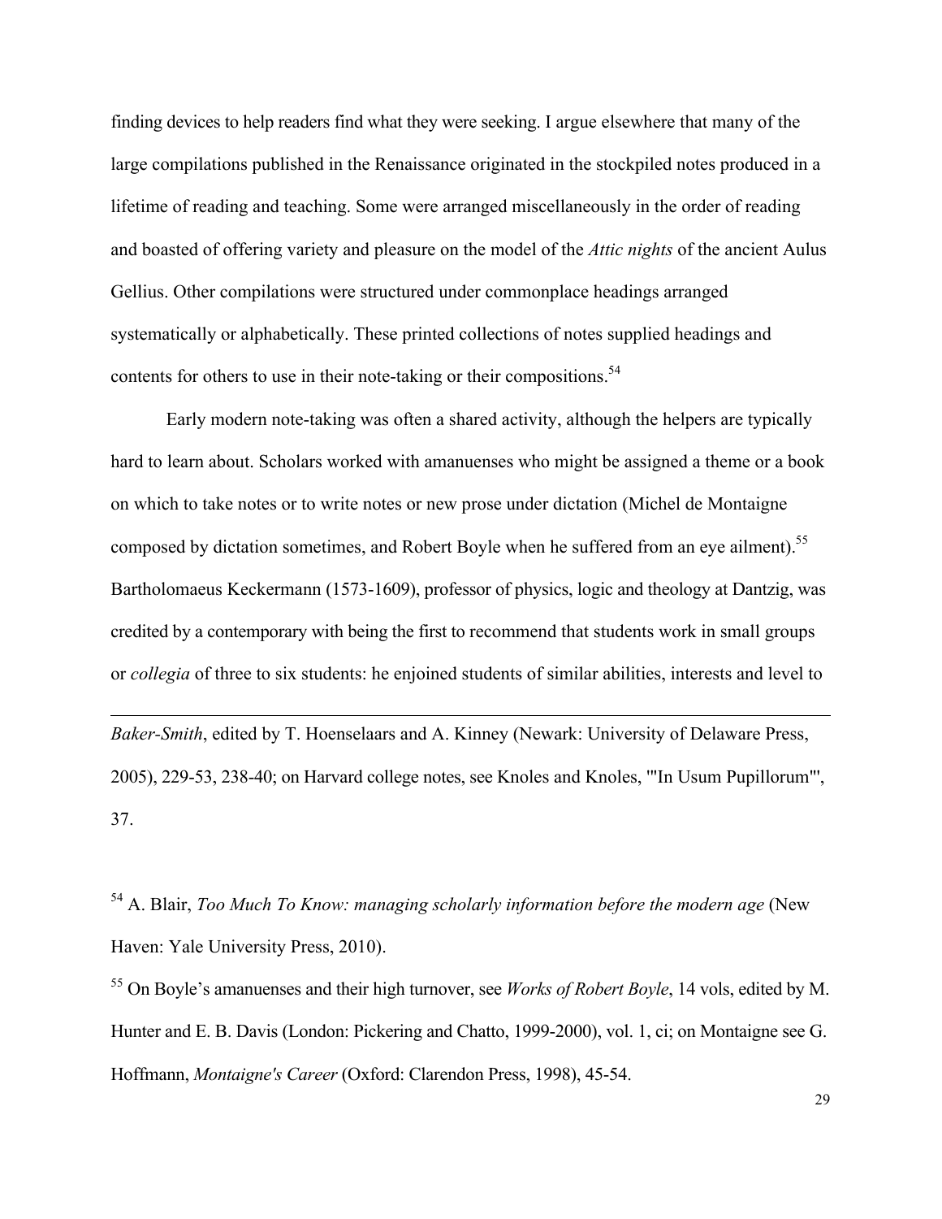finding devices to help readers find what they were seeking. I argue elsewhere that many of the large compilations published in the Renaissance originated in the stockpiled notes produced in a lifetime of reading and teaching. Some were arranged miscellaneously in the order of reading and boasted of offering variety and pleasure on the model of the *Attic nights* of the ancient Aulus Gellius. Other compilations were structured under commonplace headings arranged systematically or alphabetically. These printed collections of notes supplied headings and contents for others to use in their note-taking or their compositions.[54]

Early modern note-taking was often a shared activity, although the helpers are typically hard to learn about. Scholars worked with amanuenses who might be assigned a theme or a book on which to take notes or to write notes or new prose under dictation (Michel de Montaigne composed by dictation sometimes, and Robert Boyle when he suffered from an eye ailment).[55] Bartholomaeus Keckermann (1573-1609), professor of physics, logic and theology at Dantzig, was credited by a contemporary with being the first to recommend that students work in small groups or *collegia* of three to six students: he enjoined students of similar abilities, interests and level to

---

*Baker-Smith*, edited by T. Hoenselaars and A. Kinney (Newark: University of Delaware Press, 2005), 229-53, 238-40; on Harvard college notes, see Knoles and Knoles, '"In Usum Pupillorum"', 37.

[54] A. Blair, *Too Much To Know: managing scholarly information before the modern age* (New Haven: Yale University Press, 2010).

[55] On Boyle's amanuenses and their high turnover, see *Works of Robert Boyle*, 14 vols, edited by M. Hunter and E. B. Davis (London: Pickering and Chatto, 1999-2000), vol. 1, ci; on Montaigne see G. Hoffmann, *Montaigne's Career* (Oxford: Clarendon Press, 1998), 45-54.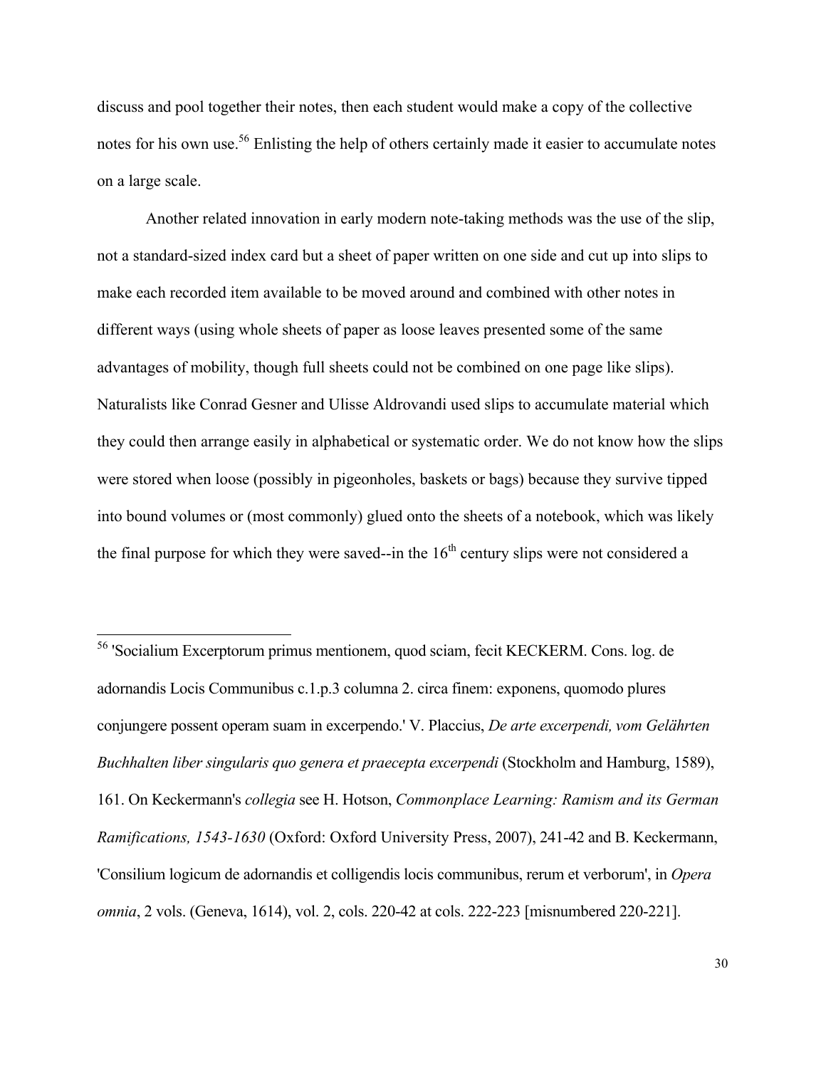discuss and pool together their notes, then each student would make a copy of the collective notes for his own use.[56] Enlisting the help of others certainly made it easier to accumulate notes on a large scale.

Another related innovation in early modern note-taking methods was the use of the slip, not a standard-sized index card but a sheet of paper written on one side and cut up into slips to make each recorded item available to be moved around and combined with other notes in different ways (using whole sheets of paper as loose leaves presented some of the same advantages of mobility, though full sheets could not be combined on one page like slips). Naturalists like Conrad Gesner and Ulisse Aldrovandi used slips to accumulate material which they could then arrange easily in alphabetical or systematic order. We do not know how the slips were stored when loose (possibly in pigeonholes, baskets or bags) because they survive tipped into bound volumes or (most commonly) glued onto the sheets of a notebook, which was likely the final purpose for which they were saved--in the 16th century slips were not considered a

---

[56] 'Socialium Excerptorum primus mentionem, quod sciam, fecit KECKERM. Cons. log. de adornandis Locis Communibus c.1.p.3 columna 2. circa finem: exponens, quomodo plures conjungere possent operam suam in excerpendo.' V. Placcius, *De arte excerpendi, vom Gelährten Buchhalten liber singularis quo genera et praecepta excerpendi* (Stockholm and Hamburg, 1589), 161. On Keckermann's *collegia* see H. Hotson, *Commonplace Learning: Ramism and its German Ramifications, 1543-1630* (Oxford: Oxford University Press, 2007), 241-42 and B. Keckermann, 'Consilium logicum de adornandis et colligendis locis communibus, rerum et verborum', in *Opera omnia*, 2 vols. (Geneva, 1614), vol. 2, cols. 220-42 at cols. 222-223 [misnumbered 220-221].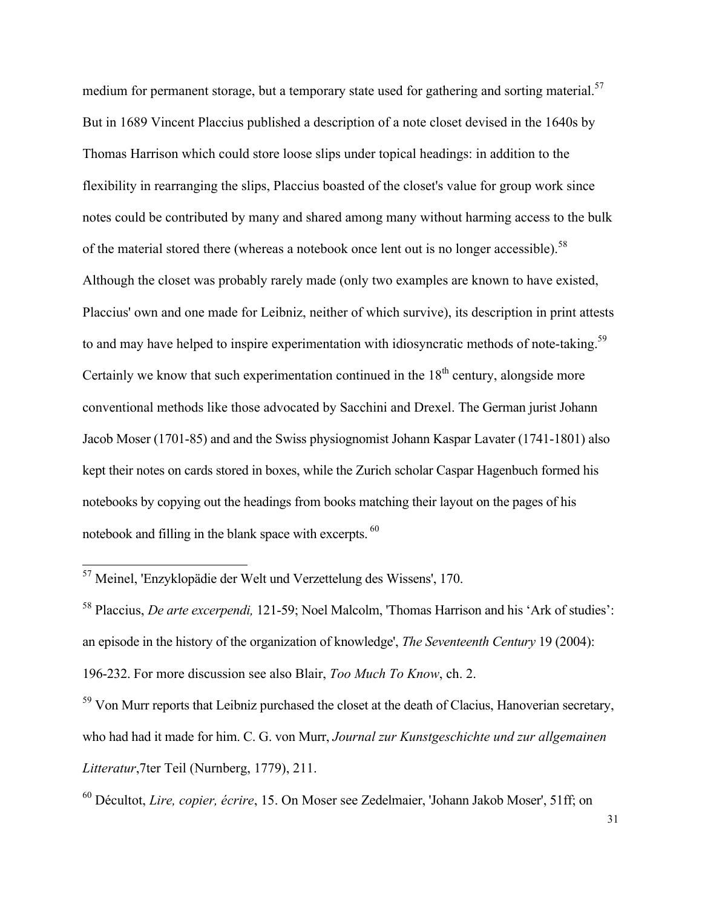medium for permanent storage, but a temporary state used for gathering and sorting material.[57] But in 1689 Vincent Placcius published a description of a note closet devised in the 1640s by Thomas Harrison which could store loose slips under topical headings: in addition to the flexibility in rearranging the slips, Placcius boasted of the closet's value for group work since notes could be contributed by many and shared among many without harming access to the bulk of the material stored there (whereas a notebook once lent out is no longer accessible).[58] Although the closet was probably rarely made (only two examples are known to have existed, Placcius' own and one made for Leibniz, neither of which survive), its description in print attests to and may have helped to inspire experimentation with idiosyncratic methods of note-taking.[59] Certainly we know that such experimentation continued in the 18th century, alongside more conventional methods like those advocated by Sacchini and Drexel. The German jurist Johann Jacob Moser (1701-85) and and the Swiss physiognomist Johann Kaspar Lavater (1741-1801) also kept their notes on cards stored in boxes, while the Zurich scholar Caspar Hagenbuch formed his notebooks by copying out the headings from books matching their layout on the pages of his notebook and filling in the blank space with excerpts. [60]

---

[57] Meinel, 'Enzyklopädie der Welt und Verzettelung des Wissens', 170.

[58] Placcius, *De arte excerpendi,* 121-59; Noel Malcolm, 'Thomas Harrison and his 'Ark of studies': an episode in the history of the organization of knowledge', *The Seventeenth Century* 19 (2004): 196-232. For more discussion see also Blair, *Too Much To Know*, ch. 2.

[59] Von Murr reports that Leibniz purchased the closet at the death of Clacius, Hanoverian secretary, who had had it made for him. C. G. von Murr, *Journal zur Kunstgeschichte und zur allgemainen Litteratur*,7ter Teil (Nurnberg, 1779), 211.

[60] Décultot, *Lire, copier, écrire*, 15. On Moser see Zedelmaier, 'Johann Jakob Moser', 51ff; on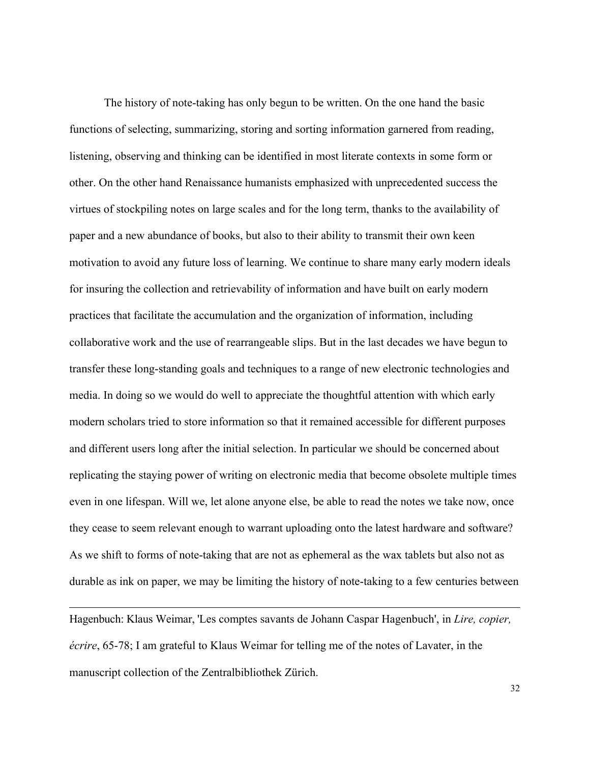The history of note-taking has only begun to be written. On the one hand the basic functions of selecting, summarizing, storing and sorting information garnered from reading, listening, observing and thinking can be identified in most literate contexts in some form or other. On the other hand Renaissance humanists emphasized with unprecedented success the virtues of stockpiling notes on large scales and for the long term, thanks to the availability of paper and a new abundance of books, but also to their ability to transmit their own keen motivation to avoid any future loss of learning. We continue to share many early modern ideals for insuring the collection and retrievability of information and have built on early modern practices that facilitate the accumulation and the organization of information, including collaborative work and the use of rearrangeable slips. But in the last decades we have begun to transfer these long-standing goals and techniques to a range of new electronic technologies and media. In doing so we would do well to appreciate the thoughtful attention with which early modern scholars tried to store information so that it remained accessible for different purposes and different users long after the initial selection. In particular we should be concerned about replicating the staying power of writing on electronic media that become obsolete multiple times even in one lifespan. Will we, let alone anyone else, be able to read the notes we take now, once they cease to seem relevant enough to warrant uploading onto the latest hardware and software? As we shift to forms of note-taking that are not as ephemeral as the wax tablets but also not as durable as ink on paper, we may be limiting the history of note-taking to a few centuries between

---

Hagenbuch: Klaus Weimar, 'Les comptes savants de Johann Caspar Hagenbuch', in *Lire, copier, écrire*, 65-78; I am grateful to Klaus Weimar for telling me of the notes of Lavater, in the manuscript collection of the Zentralbibliothek Zürich.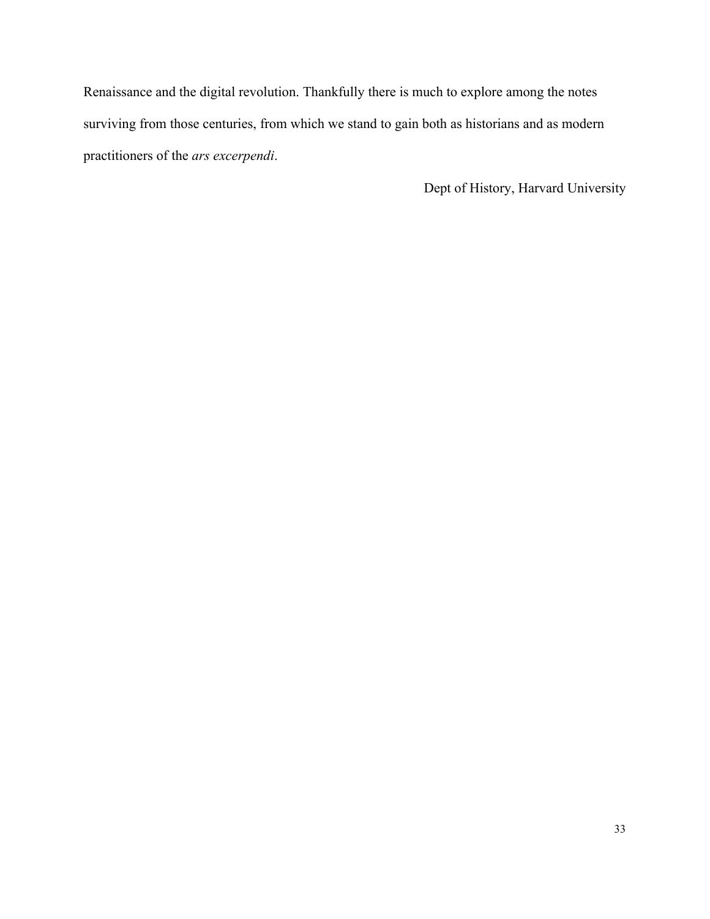Renaissance and the digital revolution. Thankfully there is much to explore among the notes surviving from those centuries, from which we stand to gain both as historians and as modern practitioners of the *ars excerpendi*.

Dept of History, Harvard University